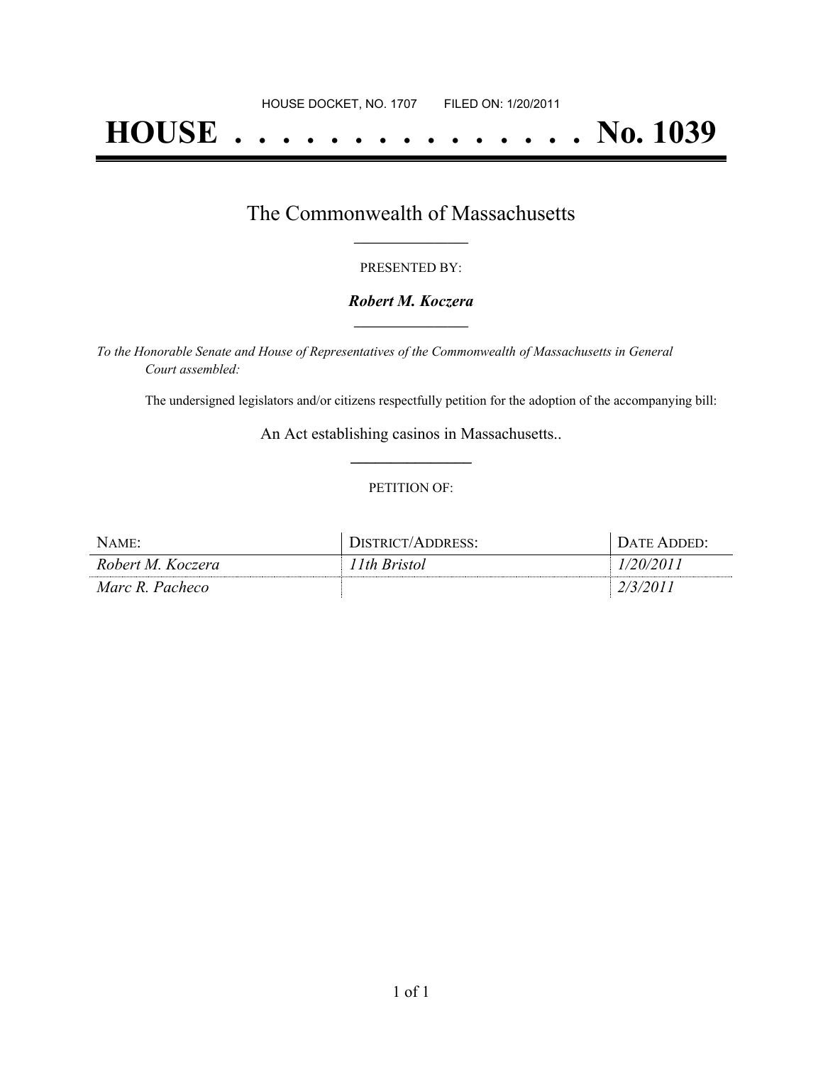HOUSE DOCKET, NO. 1707 FILED ON: 1/20/2011

# HOUSE . . . . . . . . . . . . . . . No. 1039

## The Commonwealth of Massachusetts

PRESENTED BY:

***Robert M. Koczera***

*To the Honorable Senate and House of Representatives of the Commonwealth of Massachusetts in General Court assembled:*

The undersigned legislators and/or citizens respectfully petition for the adoption of the accompanying bill:

An Act establishing casinos in Massachusetts..

PETITION OF:

| NAME: | DISTRICT/ADDRESS: | DATE ADDED: |
|---|---|---|
| *Robert M. Koczera* | *11th Bristol* | *1/20/2011* |
| *Marc R. Pacheco* | | *2/3/2011* |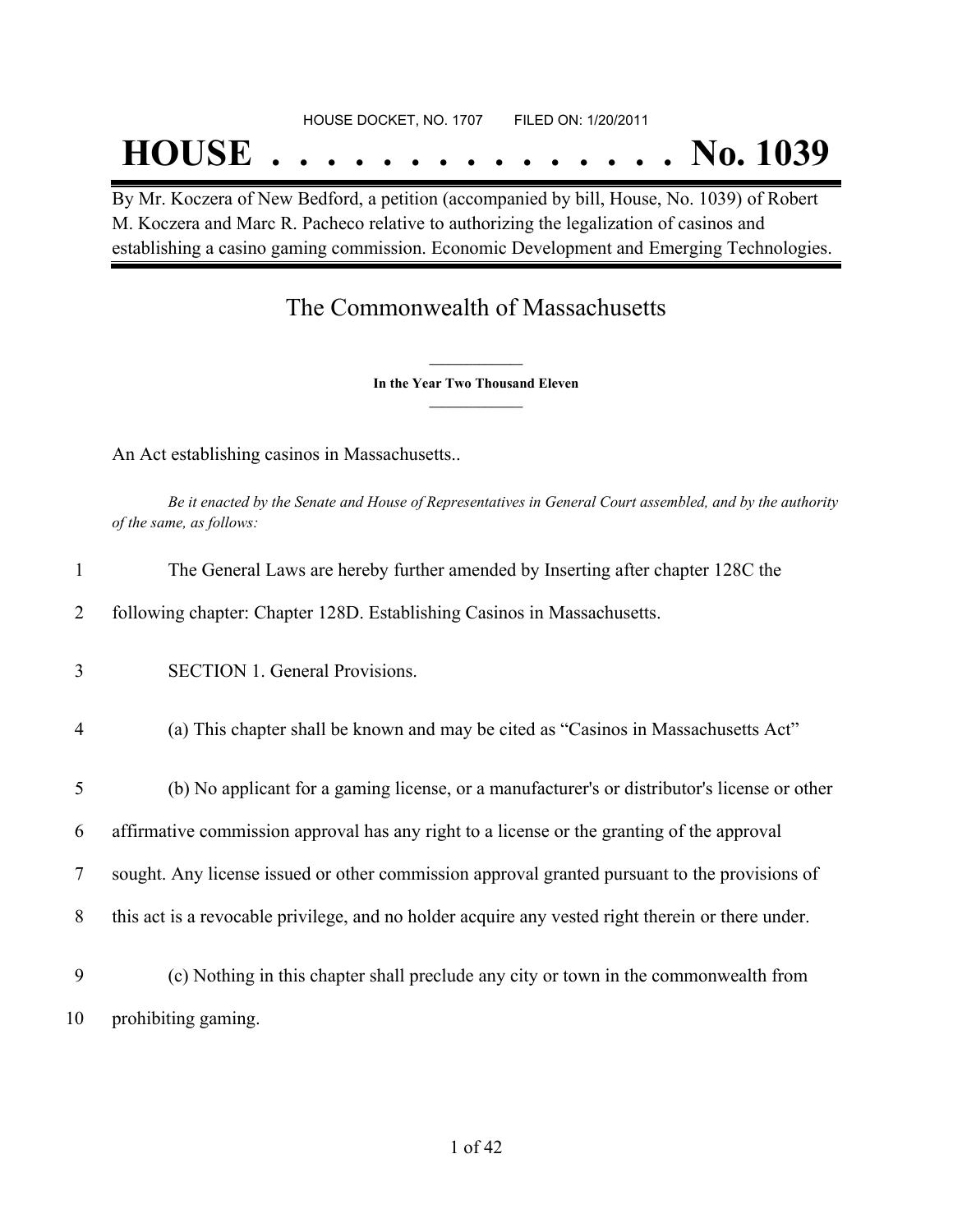HOUSE DOCKET, NO. 1707 FILED ON: 1/20/2011

# HOUSE . . . . . . . . . . . . . . . No. 1039

By Mr. Koczera of New Bedford, a petition (accompanied by bill, House, No. 1039) of Robert M. Koczera and Marc R. Pacheco relative to authorizing the legalization of casinos and establishing a casino gaming commission. Economic Development and Emerging Technologies.

## The Commonwealth of Massachusetts

**In the Year Two Thousand Eleven**

An Act establishing casinos in Massachusetts..

*Be it enacted by the Senate and House of Representatives in General Court assembled, and by the authority of the same, as follows:*

1 The General Laws are hereby further amended by Inserting after chapter 128C the
2 following chapter: Chapter 128D. Establishing Casinos in Massachusetts.

3 SECTION 1. General Provisions.

4 (a) This chapter shall be known and may be cited as "Casinos in Massachusetts Act"

5 (b) No applicant for a gaming license, or a manufacturer's or distributor's license or other
6 affirmative commission approval has any right to a license or the granting of the approval
7 sought. Any license issued or other commission approval granted pursuant to the provisions of
8 this act is a revocable privilege, and no holder acquire any vested right therein or there under.

9 (c) Nothing in this chapter shall preclude any city or town in the commonwealth from
10 prohibiting gaming.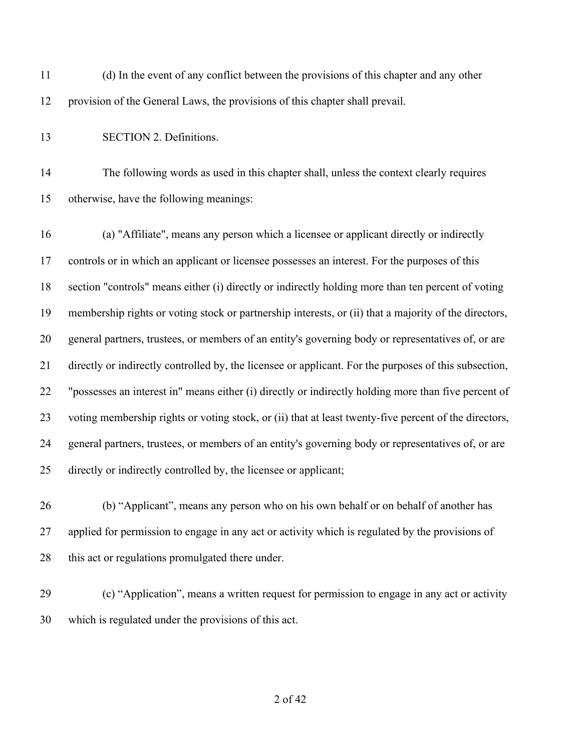(d) In the event of any conflict between the provisions of this chapter and any other provision of the General Laws, the provisions of this chapter shall prevail.

SECTION 2. Definitions.

The following words as used in this chapter shall, unless the context clearly requires otherwise, have the following meanings:

(a) "Affiliate", means any person which a licensee or applicant directly or indirectly controls or in which an applicant or licensee possesses an interest. For the purposes of this section "controls" means either (i) directly or indirectly holding more than ten percent of voting membership rights or voting stock or partnership interests, or (ii) that a majority of the directors, general partners, trustees, or members of an entity's governing body or representatives of, or are directly or indirectly controlled by, the licensee or applicant. For the purposes of this subsection, "possesses an interest in" means either (i) directly or indirectly holding more than five percent of voting membership rights or voting stock, or (ii) that at least twenty-five percent of the directors, general partners, trustees, or members of an entity's governing body or representatives of, or are directly or indirectly controlled by, the licensee or applicant;

(b) “Applicant”, means any person who on his own behalf or on behalf of another has applied for permission to engage in any act or activity which is regulated by the provisions of this act or regulations promulgated there under.

(c) “Application”, means a written request for permission to engage in any act or activity which is regulated under the provisions of this act.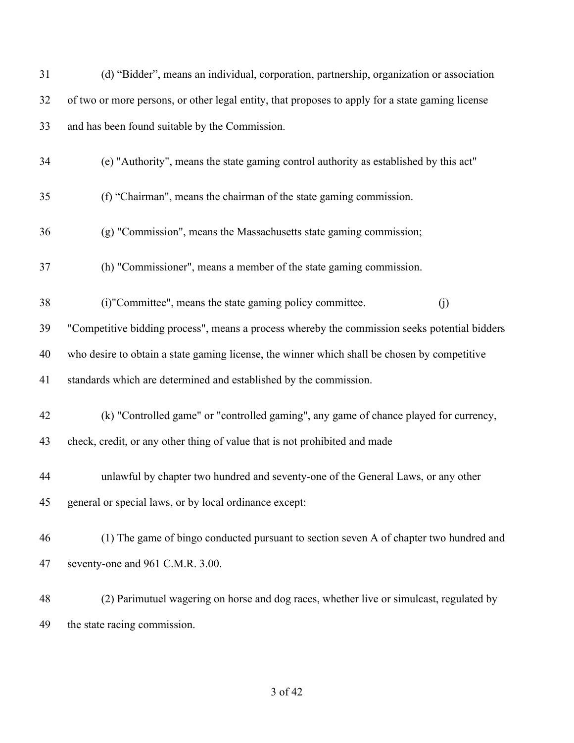(d) “Bidder”, means an individual, corporation, partnership, organization or association of two or more persons, or other legal entity, that proposes to apply for a state gaming license and has been found suitable by the Commission.

(e) "Authority", means the state gaming control authority as established by this act"

(f) “Chairman", means the chairman of the state gaming commission.

(g) "Commission", means the Massachusetts state gaming commission;

(h) "Commissioner", means a member of the state gaming commission.

(i)"Committee", means the state gaming policy committee. (j) "Competitive bidding process", means a process whereby the commission seeks potential bidders who desire to obtain a state gaming license, the winner which shall be chosen by competitive standards which are determined and established by the commission.

(k) "Controlled game" or "controlled gaming", any game of chance played for currency, check, credit, or any other thing of value that is not prohibited and made

unlawful by chapter two hundred and seventy-one of the General Laws, or any other general or special laws, or by local ordinance except:

(1) The game of bingo conducted pursuant to section seven A of chapter two hundred and seventy-one and 961 C.M.R. 3.00.

(2) Parimutuel wagering on horse and dog races, whether live or simulcast, regulated by the state racing commission.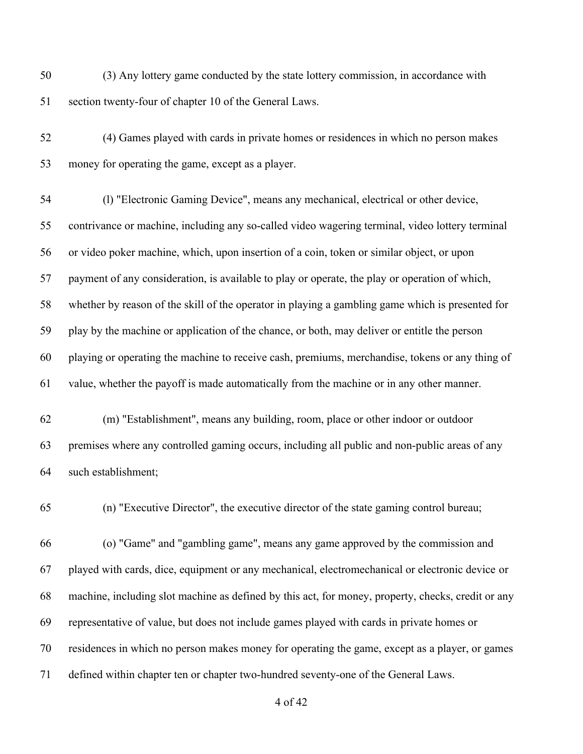(3) Any lottery game conducted by the state lottery commission, in accordance with section twenty-four of chapter 10 of the General Laws.

(4) Games played with cards in private homes or residences in which no person makes money for operating the game, except as a player.

(l) "Electronic Gaming Device", means any mechanical, electrical or other device, contrivance or machine, including any so-called video wagering terminal, video lottery terminal or video poker machine, which, upon insertion of a coin, token or similar object, or upon payment of any consideration, is available to play or operate, the play or operation of which, whether by reason of the skill of the operator in playing a gambling game which is presented for play by the machine or application of the chance, or both, may deliver or entitle the person playing or operating the machine to receive cash, premiums, merchandise, tokens or any thing of value, whether the payoff is made automatically from the machine or in any other manner.

(m) "Establishment", means any building, room, place or other indoor or outdoor premises where any controlled gaming occurs, including all public and non-public areas of any such establishment;

(n) "Executive Director", the executive director of the state gaming control bureau;

(o) "Game" and "gambling game", means any game approved by the commission and played with cards, dice, equipment or any mechanical, electromechanical or electronic device or machine, including slot machine as defined by this act, for money, property, checks, credit or any representative of value, but does not include games played with cards in private homes or residences in which no person makes money for operating the game, except as a player, or games defined within chapter ten or chapter two-hundred seventy-one of the General Laws.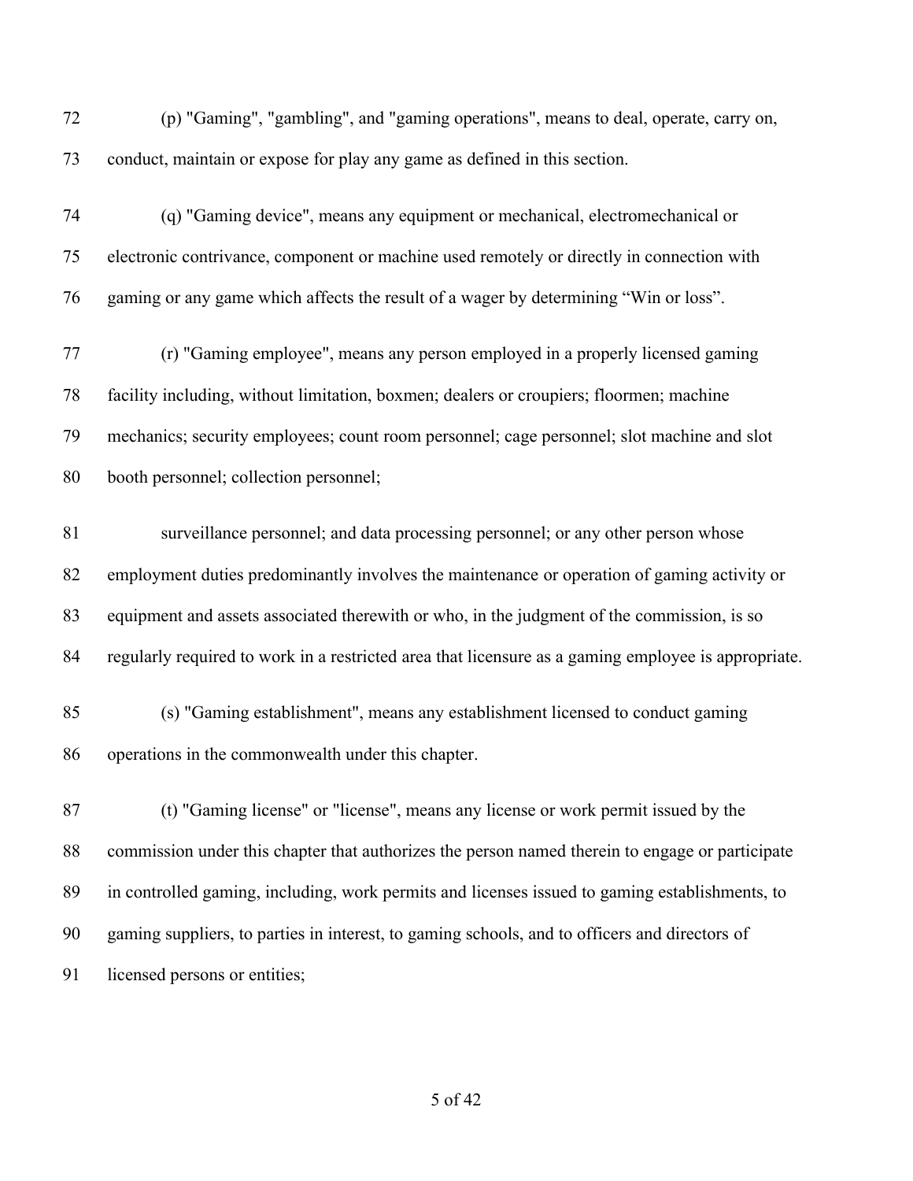(p) "Gaming", "gambling", and "gaming operations", means to deal, operate, carry on, conduct, maintain or expose for play any game as defined in this section.

(q) "Gaming device", means any equipment or mechanical, electromechanical or electronic contrivance, component or machine used remotely or directly in connection with gaming or any game which affects the result of a wager by determining "Win or loss".

(r) "Gaming employee", means any person employed in a properly licensed gaming facility including, without limitation, boxmen; dealers or croupiers; floormen; machine mechanics; security employees; count room personnel; cage personnel; slot machine and slot booth personnel; collection personnel;

surveillance personnel; and data processing personnel; or any other person whose employment duties predominantly involves the maintenance or operation of gaming activity or equipment and assets associated therewith or who, in the judgment of the commission, is so regularly required to work in a restricted area that licensure as a gaming employee is appropriate.

(s) "Gaming establishment", means any establishment licensed to conduct gaming operations in the commonwealth under this chapter.

(t) "Gaming license" or "license", means any license or work permit issued by the commission under this chapter that authorizes the person named therein to engage or participate in controlled gaming, including, work permits and licenses issued to gaming establishments, to gaming suppliers, to parties in interest, to gaming schools, and to officers and directors of licensed persons or entities;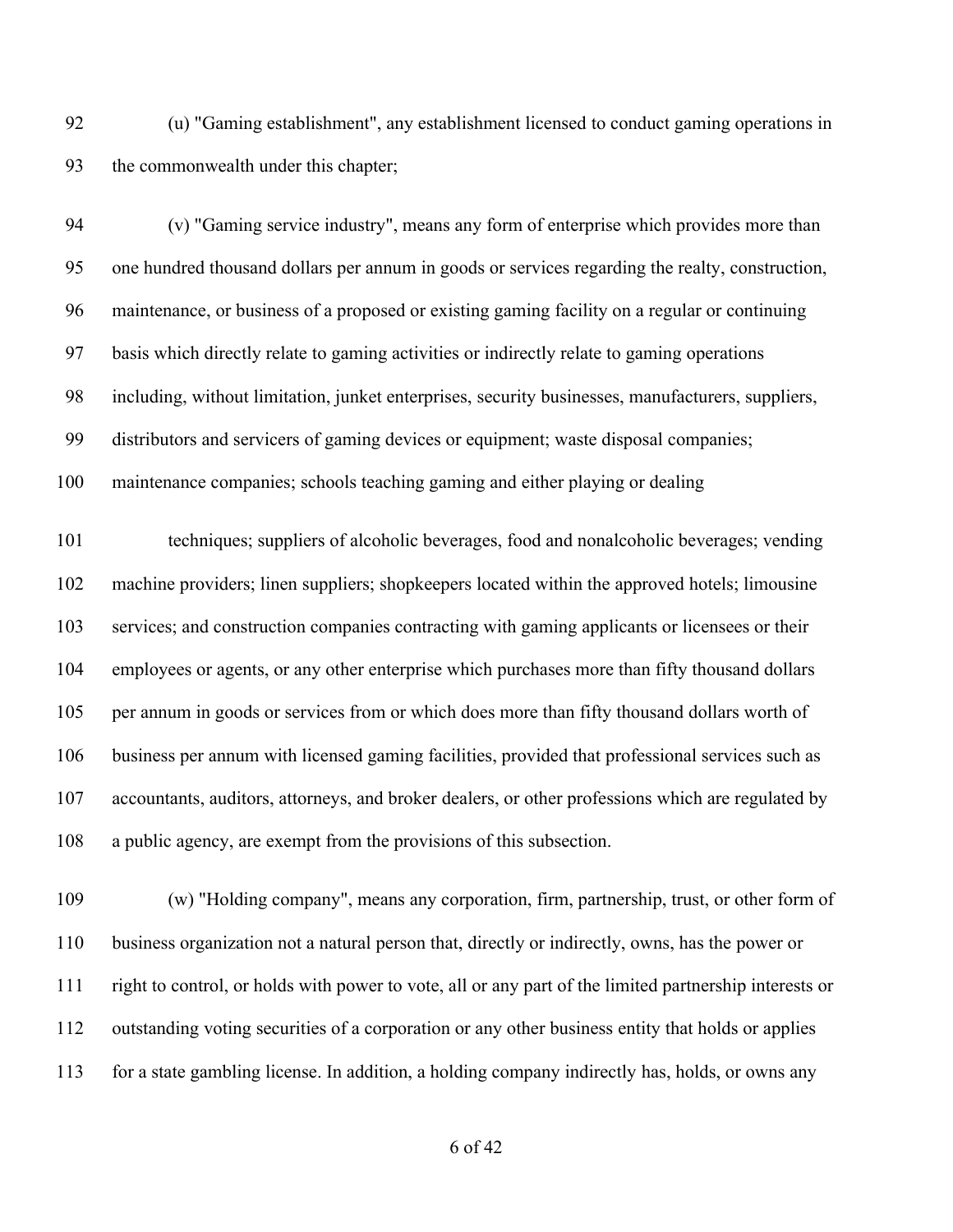(u) "Gaming establishment", any establishment licensed to conduct gaming operations in the commonwealth under this chapter;

(v) "Gaming service industry", means any form of enterprise which provides more than one hundred thousand dollars per annum in goods or services regarding the realty, construction, maintenance, or business of a proposed or existing gaming facility on a regular or continuing basis which directly relate to gaming activities or indirectly relate to gaming operations including, without limitation, junket enterprises, security businesses, manufacturers, suppliers, distributors and servicers of gaming devices or equipment; waste disposal companies; maintenance companies; schools teaching gaming and either playing or dealing techniques; suppliers of alcoholic beverages, food and nonalcoholic beverages; vending machine providers; linen suppliers; shopkeepers located within the approved hotels; limousine services; and construction companies contracting with gaming applicants or licensees or their employees or agents, or any other enterprise which purchases more than fifty thousand dollars per annum in goods or services from or which does more than fifty thousand dollars worth of business per annum with licensed gaming facilities, provided that professional services such as accountants, auditors, attorneys, and broker dealers, or other professions which are regulated by a public agency, are exempt from the provisions of this subsection.

(w) "Holding company", means any corporation, firm, partnership, trust, or other form of business organization not a natural person that, directly or indirectly, owns, has the power or right to control, or holds with power to vote, all or any part of the limited partnership interests or outstanding voting securities of a corporation or any other business entity that holds or applies for a state gambling license. In addition, a holding company indirectly has, holds, or owns any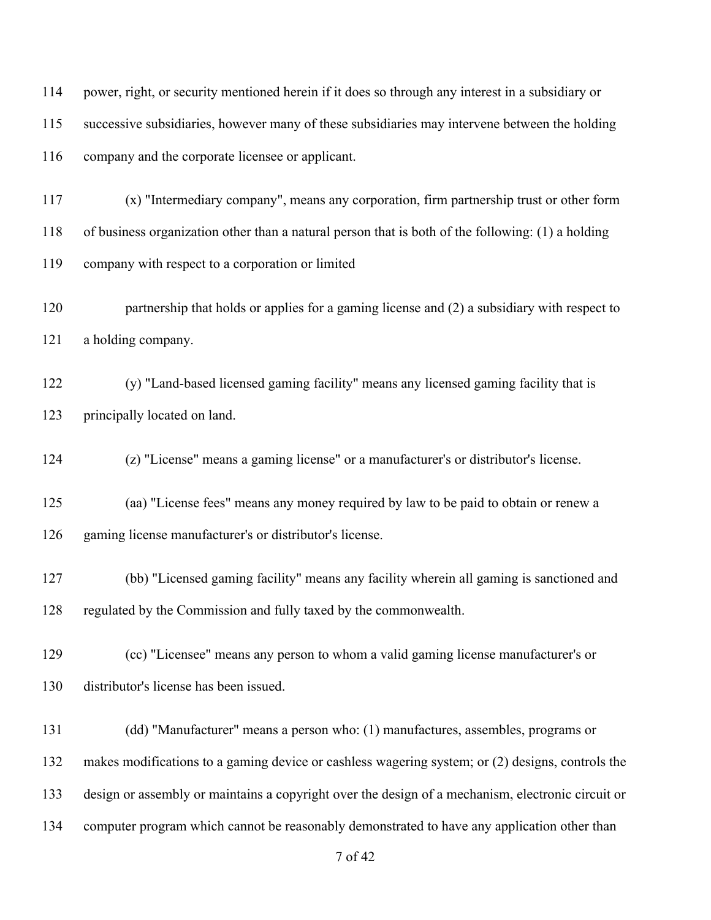power, right, or security mentioned herein if it does so through any interest in a subsidiary or successive subsidiaries, however many of these subsidiaries may intervene between the holding company and the corporate licensee or applicant.

(x) "Intermediary company", means any corporation, firm partnership trust or other form of business organization other than a natural person that is both of the following: (1) a holding company with respect to a corporation or limited

partnership that holds or applies for a gaming license and (2) a subsidiary with respect to a holding company.

(y) "Land-based licensed gaming facility" means any licensed gaming facility that is principally located on land.

(z) "License" means a gaming license" or a manufacturer's or distributor's license.

(aa) "License fees" means any money required by law to be paid to obtain or renew a gaming license manufacturer's or distributor's license.

(bb) "Licensed gaming facility" means any facility wherein all gaming is sanctioned and regulated by the Commission and fully taxed by the commonwealth.

(cc) "Licensee" means any person to whom a valid gaming license manufacturer's or distributor's license has been issued.

(dd) "Manufacturer" means a person who: (1) manufactures, assembles, programs or makes modifications to a gaming device or cashless wagering system; or (2) designs, controls the design or assembly or maintains a copyright over the design of a mechanism, electronic circuit or computer program which cannot be reasonably demonstrated to have any application other than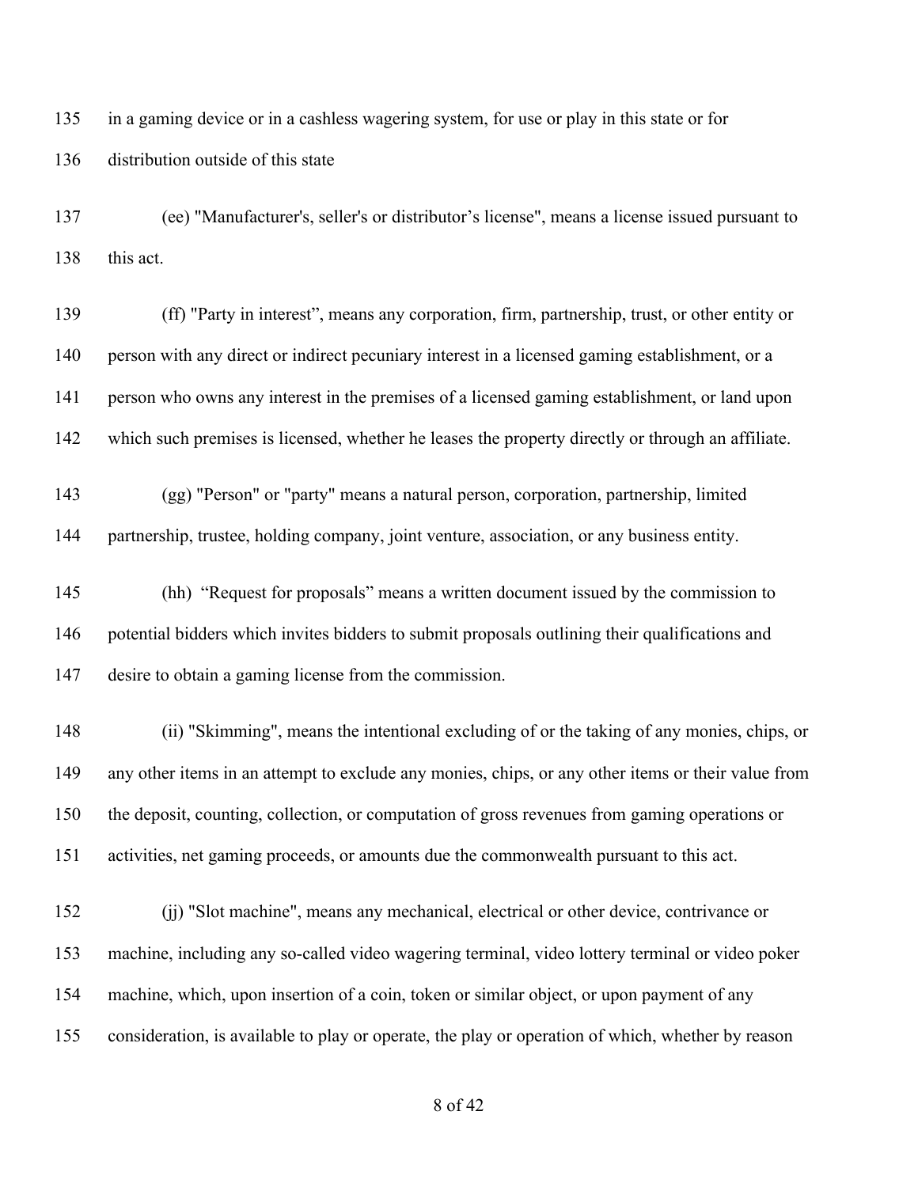in a gaming device or in a cashless wagering system, for use or play in this state or for distribution outside of this state

(ee) "Manufacturer's, seller's or distributor’s license", means a license issued pursuant to this act.

(ff) "Party in interest”, means any corporation, firm, partnership, trust, or other entity or person with any direct or indirect pecuniary interest in a licensed gaming establishment, or a person who owns any interest in the premises of a licensed gaming establishment, or land upon which such premises is licensed, whether he leases the property directly or through an affiliate.

(gg) "Person" or "party" means a natural person, corporation, partnership, limited partnership, trustee, holding company, joint venture, association, or any business entity.

(hh) “Request for proposals” means a written document issued by the commission to potential bidders which invites bidders to submit proposals outlining their qualifications and desire to obtain a gaming license from the commission.

(ii) "Skimming", means the intentional excluding of or the taking of any monies, chips, or any other items in an attempt to exclude any monies, chips, or any other items or their value from the deposit, counting, collection, or computation of gross revenues from gaming operations or activities, net gaming proceeds, or amounts due the commonwealth pursuant to this act.

(jj) "Slot machine", means any mechanical, electrical or other device, contrivance or machine, including any so-called video wagering terminal, video lottery terminal or video poker machine, which, upon insertion of a coin, token or similar object, or upon payment of any consideration, is available to play or operate, the play or operation of which, whether by reason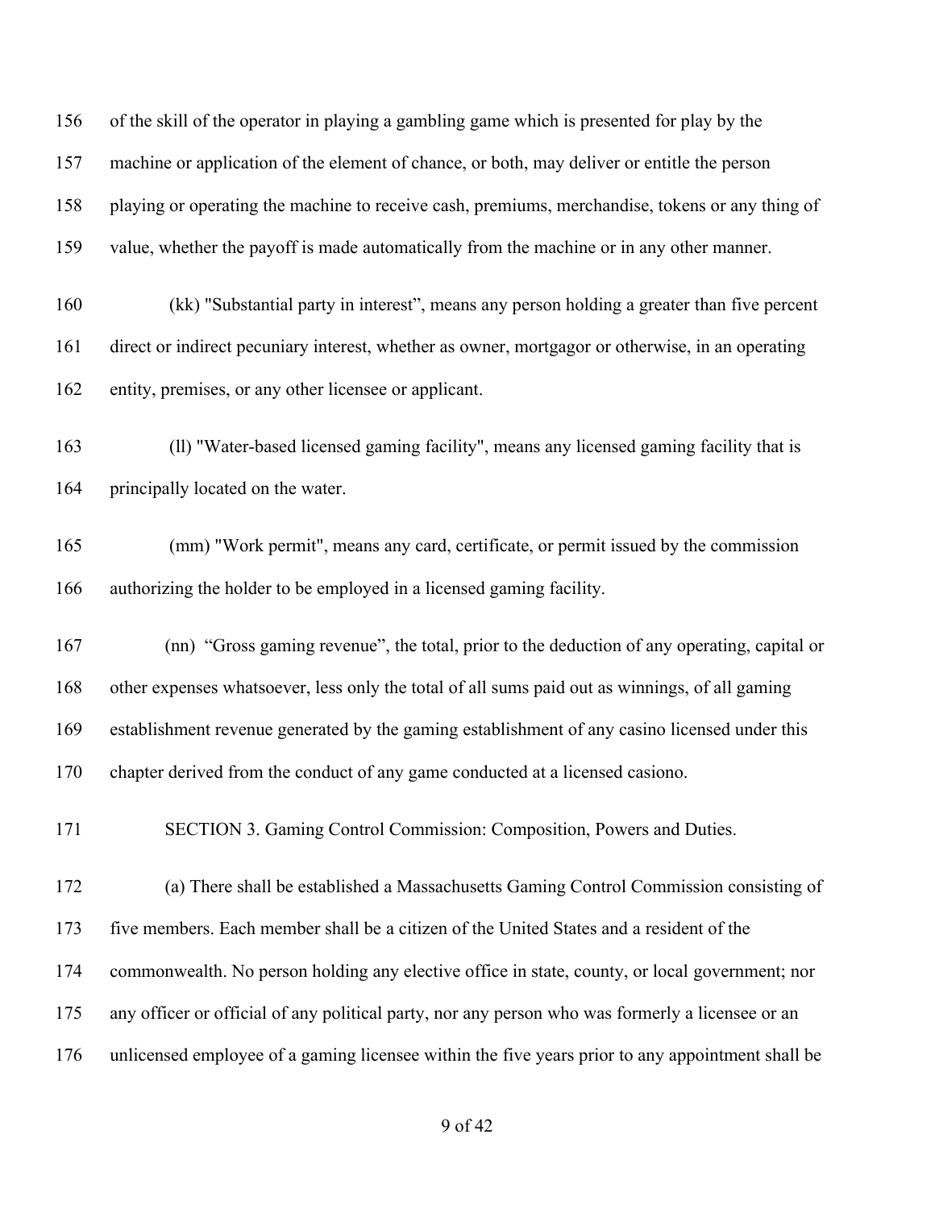of the skill of the operator in playing a gambling game which is presented for play by the machine or application of the element of chance, or both, may deliver or entitle the person playing or operating the machine to receive cash, premiums, merchandise, tokens or any thing of value, whether the payoff is made automatically from the machine or in any other manner.

(kk) "Substantial party in interest", means any person holding a greater than five percent direct or indirect pecuniary interest, whether as owner, mortgagor or otherwise, in an operating entity, premises, or any other licensee or applicant.

(ll) "Water-based licensed gaming facility", means any licensed gaming facility that is principally located on the water.

(mm) "Work permit", means any card, certificate, or permit issued by the commission authorizing the holder to be employed in a licensed gaming facility.

(nn) "Gross gaming revenue", the total, prior to the deduction of any operating, capital or other expenses whatsoever, less only the total of all sums paid out as winnings, of all gaming establishment revenue generated by the gaming establishment of any casino licensed under this chapter derived from the conduct of any game conducted at a licensed casiono.

SECTION 3. Gaming Control Commission: Composition, Powers and Duties.

(a) There shall be established a Massachusetts Gaming Control Commission consisting of five members. Each member shall be a citizen of the United States and a resident of the commonwealth. No person holding any elective office in state, county, or local government; nor any officer or official of any political party, nor any person who was formerly a licensee or an unlicensed employee of a gaming licensee within the five years prior to any appointment shall be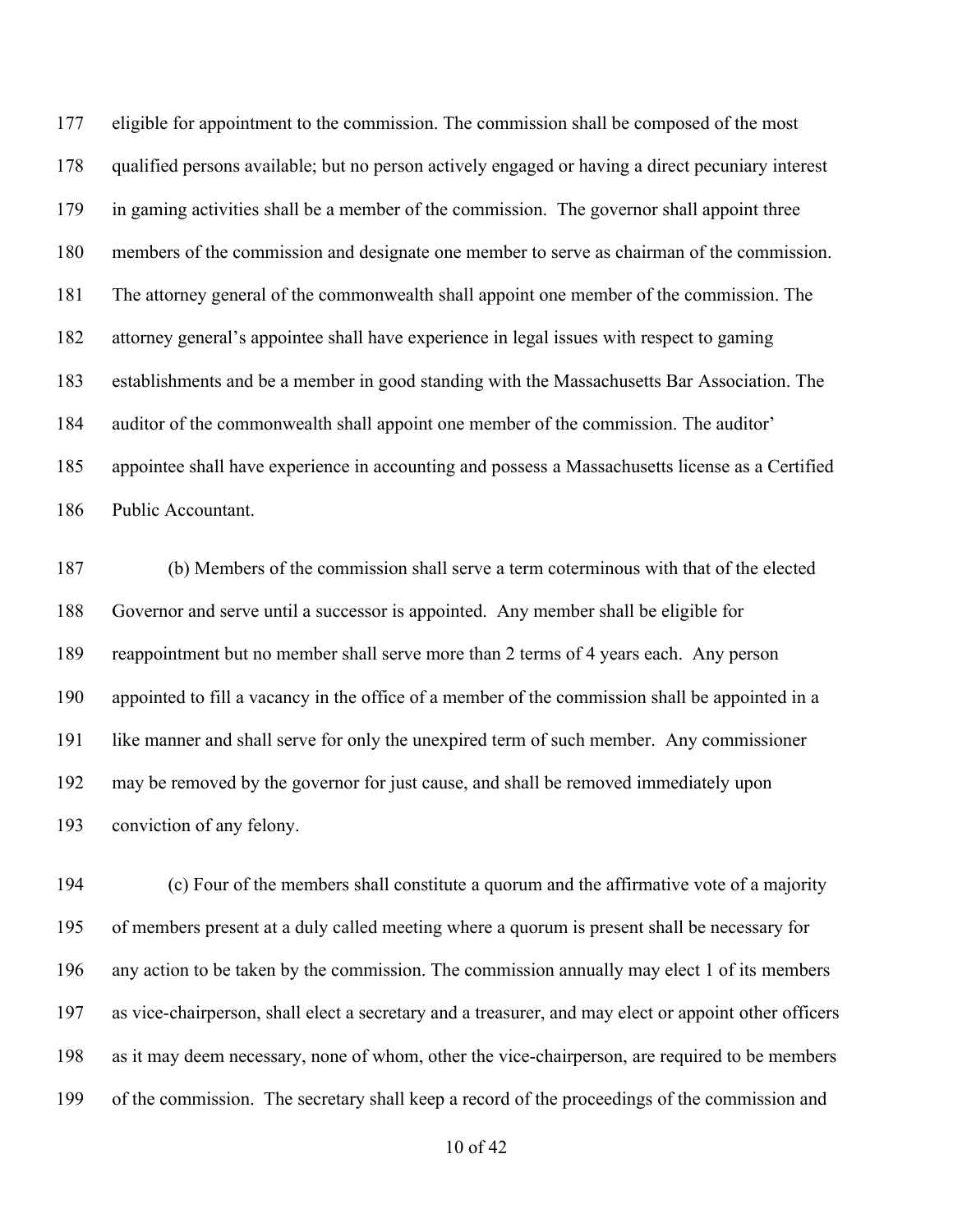eligible for appointment to the commission. The commission shall be composed of the most qualified persons available; but no person actively engaged or having a direct pecuniary interest in gaming activities shall be a member of the commission. The governor shall appoint three members of the commission and designate one member to serve as chairman of the commission. The attorney general of the commonwealth shall appoint one member of the commission. The attorney general's appointee shall have experience in legal issues with respect to gaming establishments and be a member in good standing with the Massachusetts Bar Association. The auditor of the commonwealth shall appoint one member of the commission. The auditor' appointee shall have experience in accounting and possess a Massachusetts license as a Certified Public Accountant.

(b) Members of the commission shall serve a term coterminous with that of the elected Governor and serve until a successor is appointed. Any member shall be eligible for reappointment but no member shall serve more than 2 terms of 4 years each. Any person appointed to fill a vacancy in the office of a member of the commission shall be appointed in a like manner and shall serve for only the unexpired term of such member. Any commissioner may be removed by the governor for just cause, and shall be removed immediately upon conviction of any felony.

(c) Four of the members shall constitute a quorum and the affirmative vote of a majority of members present at a duly called meeting where a quorum is present shall be necessary for any action to be taken by the commission. The commission annually may elect 1 of its members as vice-chairperson, shall elect a secretary and a treasurer, and may elect or appoint other officers as it may deem necessary, none of whom, other the vice-chairperson, are required to be members of the commission. The secretary shall keep a record of the proceedings of the commission and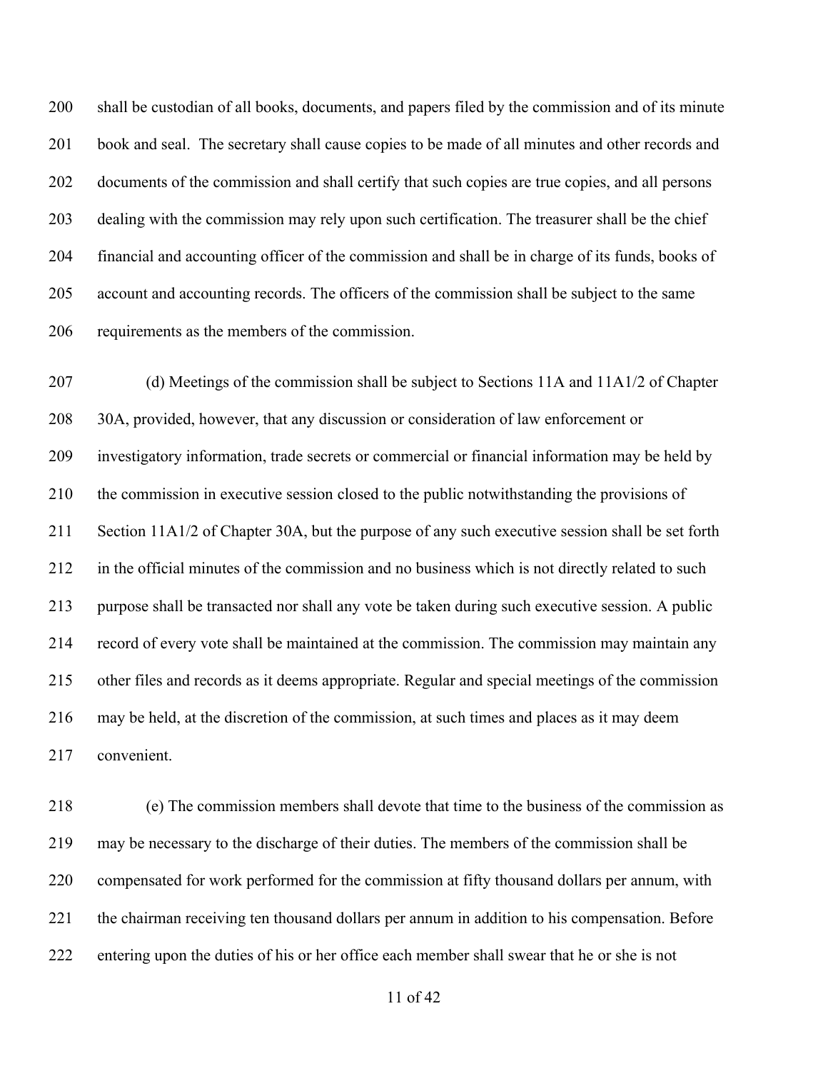shall be custodian of all books, documents, and papers filed by the commission and of its minute book and seal. The secretary shall cause copies to be made of all minutes and other records and documents of the commission and shall certify that such copies are true copies, and all persons dealing with the commission may rely upon such certification. The treasurer shall be the chief financial and accounting officer of the commission and shall be in charge of its funds, books of account and accounting records. The officers of the commission shall be subject to the same requirements as the members of the commission.

(d) Meetings of the commission shall be subject to Sections 11A and 11A1/2 of Chapter 30A, provided, however, that any discussion or consideration of law enforcement or investigatory information, trade secrets or commercial or financial information may be held by the commission in executive session closed to the public notwithstanding the provisions of Section 11A1/2 of Chapter 30A, but the purpose of any such executive session shall be set forth in the official minutes of the commission and no business which is not directly related to such purpose shall be transacted nor shall any vote be taken during such executive session. A public record of every vote shall be maintained at the commission. The commission may maintain any other files and records as it deems appropriate. Regular and special meetings of the commission may be held, at the discretion of the commission, at such times and places as it may deem convenient.

(e) The commission members shall devote that time to the business of the commission as may be necessary to the discharge of their duties. The members of the commission shall be compensated for work performed for the commission at fifty thousand dollars per annum, with the chairman receiving ten thousand dollars per annum in addition to his compensation. Before entering upon the duties of his or her office each member shall swear that he or she is not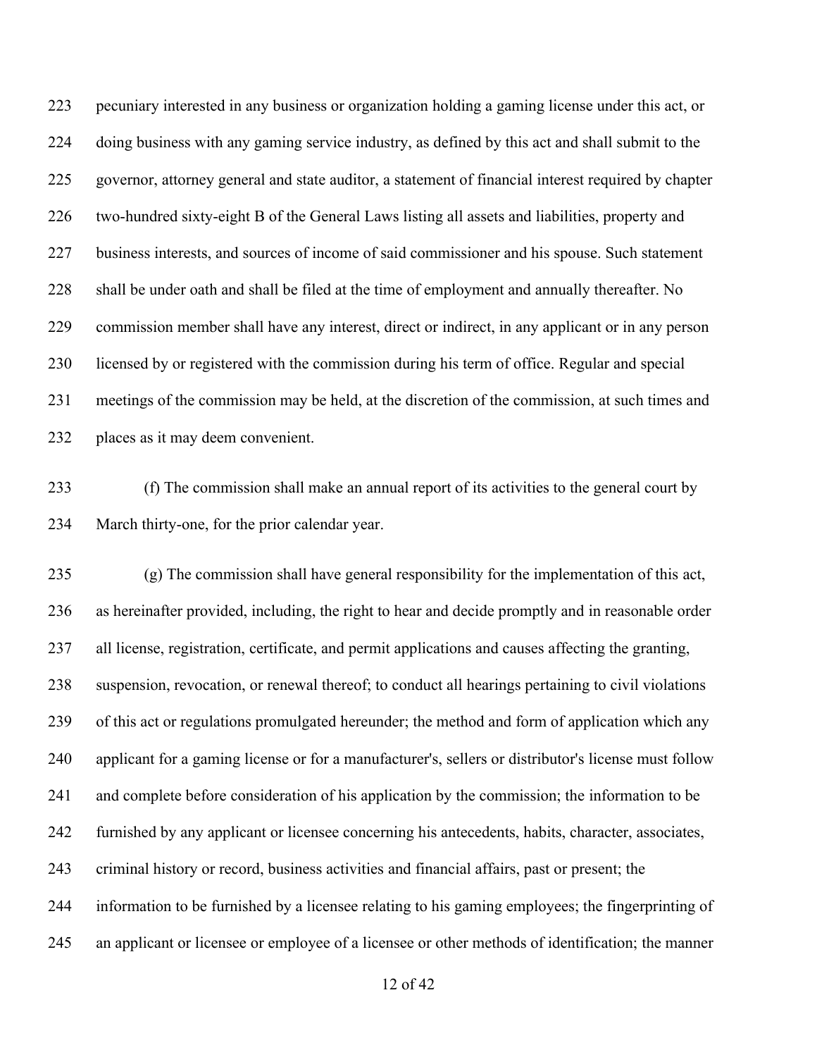pecuniary interested in any business or organization holding a gaming license under this act, or doing business with any gaming service industry, as defined by this act and shall submit to the governor, attorney general and state auditor, a statement of financial interest required by chapter two-hundred sixty-eight B of the General Laws listing all assets and liabilities, property and business interests, and sources of income of said commissioner and his spouse. Such statement shall be under oath and shall be filed at the time of employment and annually thereafter. No commission member shall have any interest, direct or indirect, in any applicant or in any person licensed by or registered with the commission during his term of office. Regular and special meetings of the commission may be held, at the discretion of the commission, at such times and places as it may deem convenient.

(f) The commission shall make an annual report of its activities to the general court by March thirty-one, for the prior calendar year.

(g) The commission shall have general responsibility for the implementation of this act, as hereinafter provided, including, the right to hear and decide promptly and in reasonable order all license, registration, certificate, and permit applications and causes affecting the granting, suspension, revocation, or renewal thereof; to conduct all hearings pertaining to civil violations of this act or regulations promulgated hereunder; the method and form of application which any applicant for a gaming license or for a manufacturer's, sellers or distributor's license must follow and complete before consideration of his application by the commission; the information to be furnished by any applicant or licensee concerning his antecedents, habits, character, associates, criminal history or record, business activities and financial affairs, past or present; the information to be furnished by a licensee relating to his gaming employees; the fingerprinting of an applicant or licensee or employee of a licensee or other methods of identification; the manner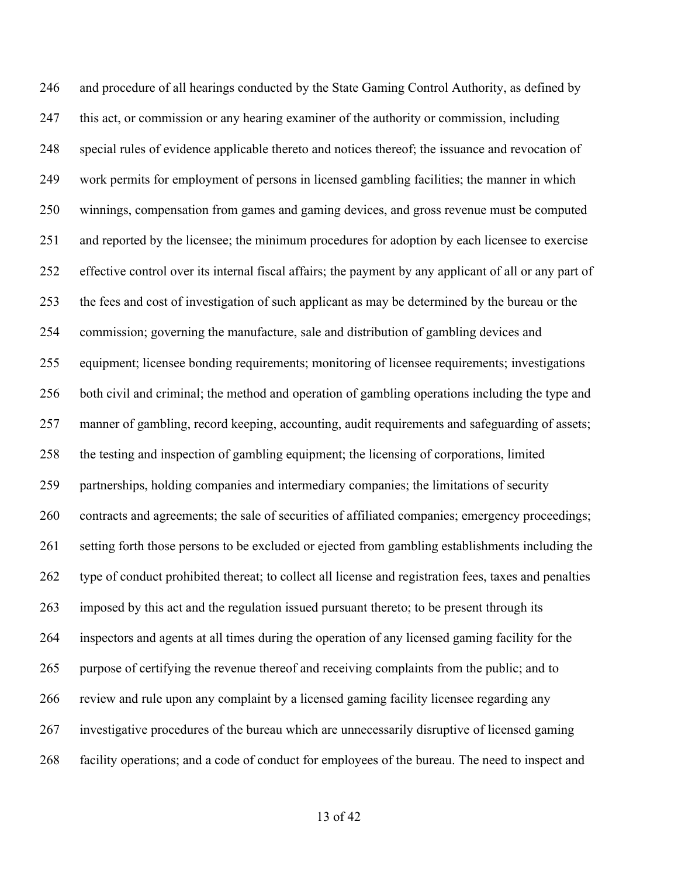246 and procedure of all hearings conducted by the State Gaming Control Authority, as defined by
247 this act, or commission or any hearing examiner of the authority or commission, including
248 special rules of evidence applicable thereto and notices thereof; the issuance and revocation of
249 work permits for employment of persons in licensed gambling facilities; the manner in which
250 winnings, compensation from games and gaming devices, and gross revenue must be computed
251 and reported by the licensee; the minimum procedures for adoption by each licensee to exercise
252 effective control over its internal fiscal affairs; the payment by any applicant of all or any part of
253 the fees and cost of investigation of such applicant as may be determined by the bureau or the
254 commission; governing the manufacture, sale and distribution of gambling devices and
255 equipment; licensee bonding requirements; monitoring of licensee requirements; investigations
256 both civil and criminal; the method and operation of gambling operations including the type and
257 manner of gambling, record keeping, accounting, audit requirements and safeguarding of assets;
258 the testing and inspection of gambling equipment; the licensing of corporations, limited
259 partnerships, holding companies and intermediary companies; the limitations of security
260 contracts and agreements; the sale of securities of affiliated companies; emergency proceedings;
261 setting forth those persons to be excluded or ejected from gambling establishments including the
262 type of conduct prohibited thereat; to collect all license and registration fees, taxes and penalties
263 imposed by this act and the regulation issued pursuant thereto; to be present through its
264 inspectors and agents at all times during the operation of any licensed gaming facility for the
265 purpose of certifying the revenue thereof and receiving complaints from the public; and to
266 review and rule upon any complaint by a licensed gaming facility licensee regarding any
267 investigative procedures of the bureau which are unnecessarily disruptive of licensed gaming
268 facility operations; and a code of conduct for employees of the bureau. The need to inspect and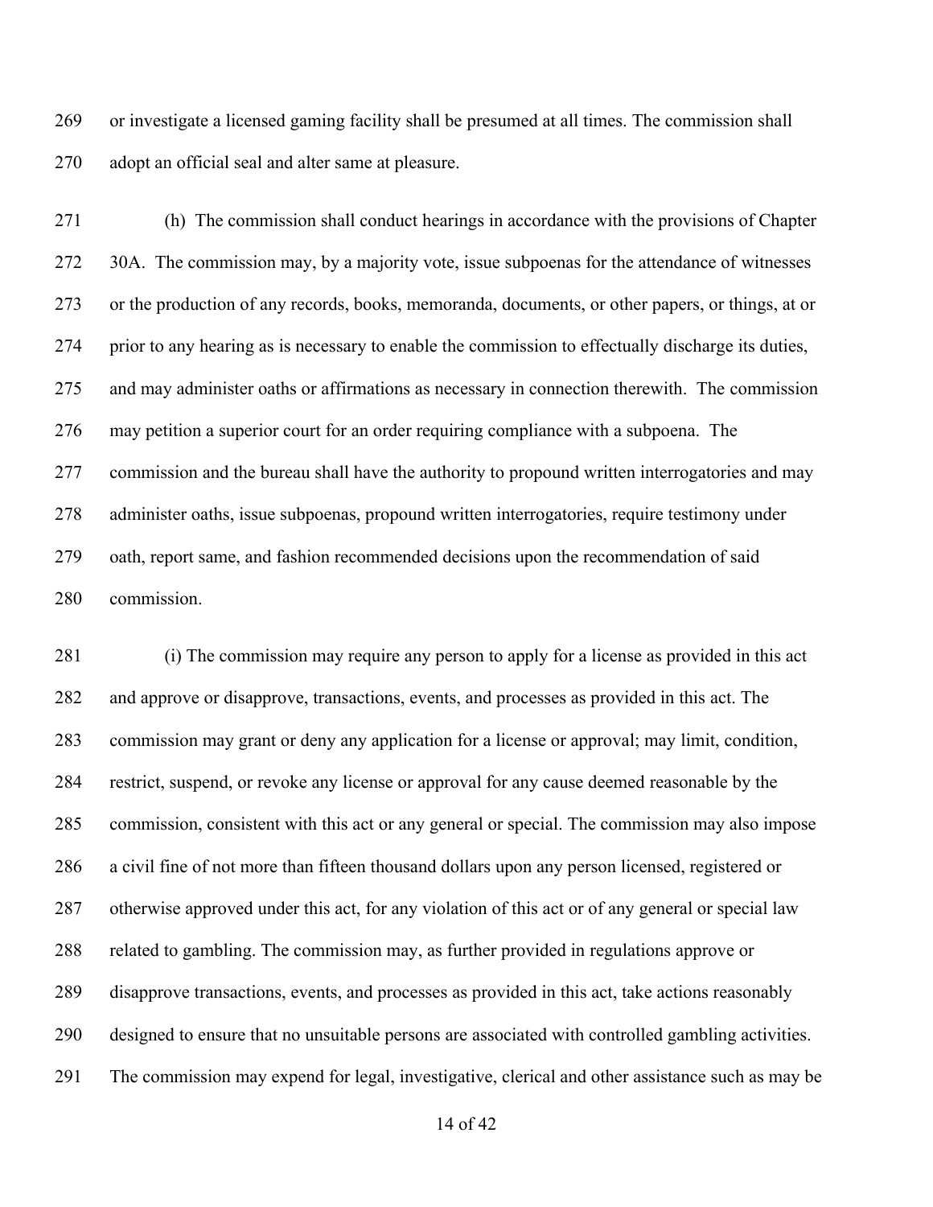or investigate a licensed gaming facility shall be presumed at all times. The commission shall adopt an official seal and alter same at pleasure.

(h) The commission shall conduct hearings in accordance with the provisions of Chapter 30A. The commission may, by a majority vote, issue subpoenas for the attendance of witnesses or the production of any records, books, memoranda, documents, or other papers, or things, at or prior to any hearing as is necessary to enable the commission to effectually discharge its duties, and may administer oaths or affirmations as necessary in connection therewith. The commission may petition a superior court for an order requiring compliance with a subpoena. The commission and the bureau shall have the authority to propound written interrogatories and may administer oaths, issue subpoenas, propound written interrogatories, require testimony under oath, report same, and fashion recommended decisions upon the recommendation of said commission.

(i) The commission may require any person to apply for a license as provided in this act and approve or disapprove, transactions, events, and processes as provided in this act. The commission may grant or deny any application for a license or approval; may limit, condition, restrict, suspend, or revoke any license or approval for any cause deemed reasonable by the commission, consistent with this act or any general or special. The commission may also impose a civil fine of not more than fifteen thousand dollars upon any person licensed, registered or otherwise approved under this act, for any violation of this act or of any general or special law related to gambling. The commission may, as further provided in regulations approve or disapprove transactions, events, and processes as provided in this act, take actions reasonably designed to ensure that no unsuitable persons are associated with controlled gambling activities. The commission may expend for legal, investigative, clerical and other assistance such as may be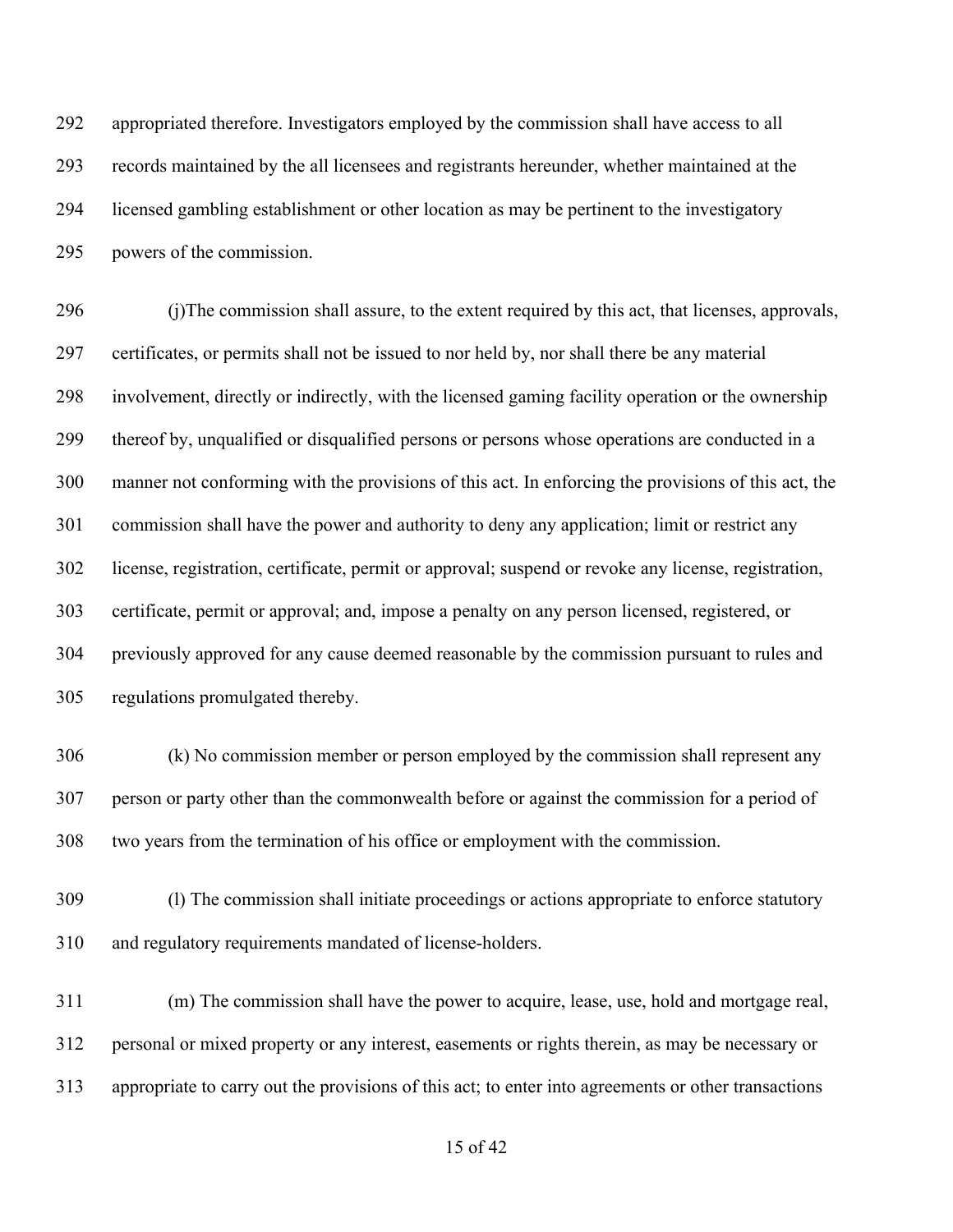appropriated therefore. Investigators employed by the commission shall have access to all records maintained by the all licensees and registrants hereunder, whether maintained at the licensed gambling establishment or other location as may be pertinent to the investigatory powers of the commission.

(j)The commission shall assure, to the extent required by this act, that licenses, approvals, certificates, or permits shall not be issued to nor held by, nor shall there be any material involvement, directly or indirectly, with the licensed gaming facility operation or the ownership thereof by, unqualified or disqualified persons or persons whose operations are conducted in a manner not conforming with the provisions of this act. In enforcing the provisions of this act, the commission shall have the power and authority to deny any application; limit or restrict any license, registration, certificate, permit or approval; suspend or revoke any license, registration, certificate, permit or approval; and, impose a penalty on any person licensed, registered, or previously approved for any cause deemed reasonable by the commission pursuant to rules and regulations promulgated thereby.

(k) No commission member or person employed by the commission shall represent any person or party other than the commonwealth before or against the commission for a period of two years from the termination of his office or employment with the commission.

(l) The commission shall initiate proceedings or actions appropriate to enforce statutory and regulatory requirements mandated of license-holders.

(m) The commission shall have the power to acquire, lease, use, hold and mortgage real, personal or mixed property or any interest, easements or rights therein, as may be necessary or appropriate to carry out the provisions of this act; to enter into agreements or other transactions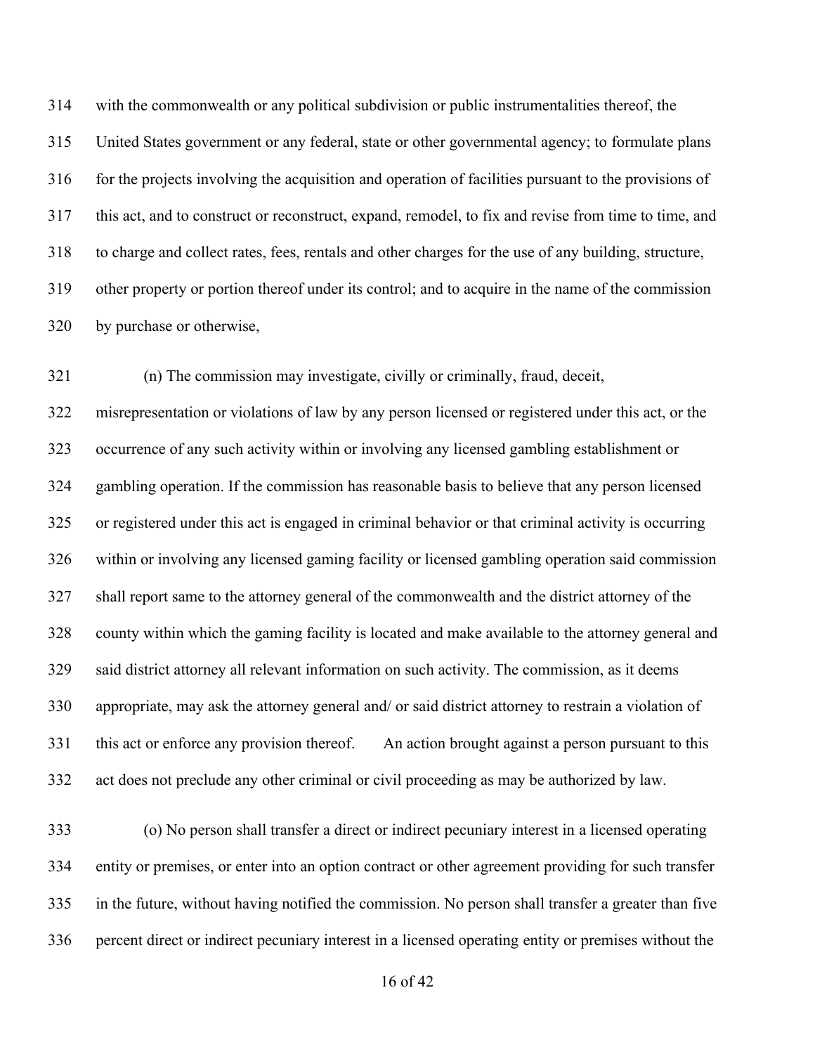with the commonwealth or any political subdivision or public instrumentalities thereof, the United States government or any federal, state or other governmental agency; to formulate plans for the projects involving the acquisition and operation of facilities pursuant to the provisions of this act, and to construct or reconstruct, expand, remodel, to fix and revise from time to time, and to charge and collect rates, fees, rentals and other charges for the use of any building, structure, other property or portion thereof under its control; and to acquire in the name of the commission by purchase or otherwise,

(n) The commission may investigate, civilly or criminally, fraud, deceit, misrepresentation or violations of law by any person licensed or registered under this act, or the occurrence of any such activity within or involving any licensed gambling establishment or gambling operation. If the commission has reasonable basis to believe that any person licensed or registered under this act is engaged in criminal behavior or that criminal activity is occurring within or involving any licensed gaming facility or licensed gambling operation said commission shall report same to the attorney general of the commonwealth and the district attorney of the county within which the gaming facility is located and make available to the attorney general and said district attorney all relevant information on such activity. The commission, as it deems appropriate, may ask the attorney general and/ or said district attorney to restrain a violation of this act or enforce any provision thereof. An action brought against a person pursuant to this act does not preclude any other criminal or civil proceeding as may be authorized by law.

(o) No person shall transfer a direct or indirect pecuniary interest in a licensed operating entity or premises, or enter into an option contract or other agreement providing for such transfer in the future, without having notified the commission. No person shall transfer a greater than five percent direct or indirect pecuniary interest in a licensed operating entity or premises without the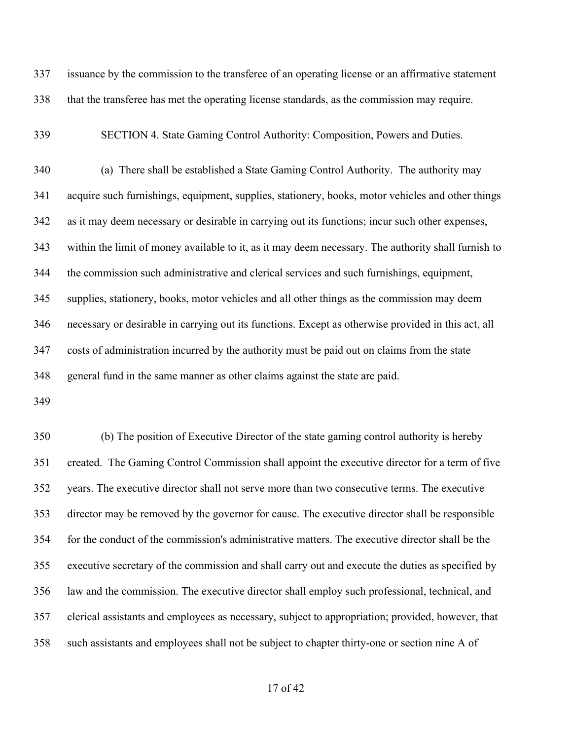issuance by the commission to the transferee of an operating license or an affirmative statement that the transferee has met the operating license standards, as the commission may require.

SECTION 4. State Gaming Control Authority: Composition, Powers and Duties.

(a) There shall be established a State Gaming Control Authority. The authority may acquire such furnishings, equipment, supplies, stationery, books, motor vehicles and other things as it may deem necessary or desirable in carrying out its functions; incur such other expenses, within the limit of money available to it, as it may deem necessary. The authority shall furnish to the commission such administrative and clerical services and such furnishings, equipment, supplies, stationery, books, motor vehicles and all other things as the commission may deem necessary or desirable in carrying out its functions. Except as otherwise provided in this act, all costs of administration incurred by the authority must be paid out on claims from the state general fund in the same manner as other claims against the state are paid.

(b) The position of Executive Director of the state gaming control authority is hereby created. The Gaming Control Commission shall appoint the executive director for a term of five years. The executive director shall not serve more than two consecutive terms. The executive director may be removed by the governor for cause. The executive director shall be responsible for the conduct of the commission's administrative matters. The executive director shall be the executive secretary of the commission and shall carry out and execute the duties as specified by law and the commission. The executive director shall employ such professional, technical, and clerical assistants and employees as necessary, subject to appropriation; provided, however, that such assistants and employees shall not be subject to chapter thirty-one or section nine A of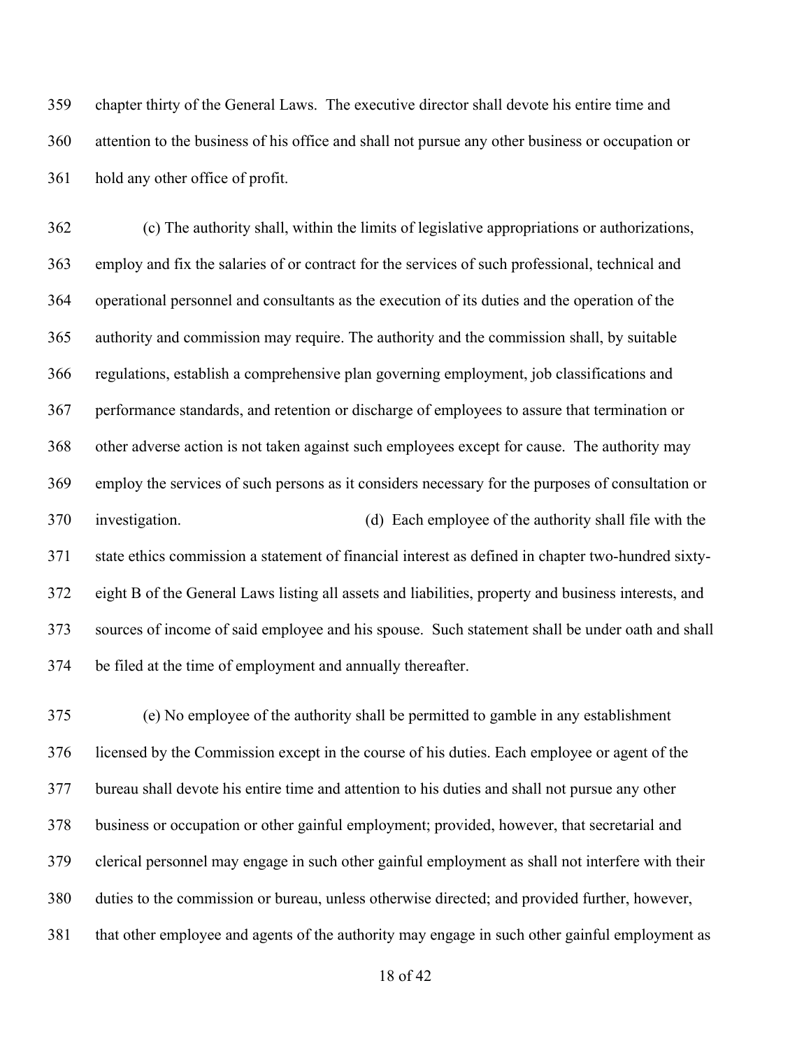chapter thirty of the General Laws. The executive director shall devote his entire time and attention to the business of his office and shall not pursue any other business or occupation or hold any other office of profit.

(c) The authority shall, within the limits of legislative appropriations or authorizations, employ and fix the salaries of or contract for the services of such professional, technical and operational personnel and consultants as the execution of its duties and the operation of the authority and commission may require. The authority and the commission shall, by suitable regulations, establish a comprehensive plan governing employment, job classifications and performance standards, and retention or discharge of employees to assure that termination or other adverse action is not taken against such employees except for cause. The authority may employ the services of such persons as it considers necessary for the purposes of consultation or investigation.

(d) Each employee of the authority shall file with the state ethics commission a statement of financial interest as defined in chapter two-hundred sixty-eight B of the General Laws listing all assets and liabilities, property and business interests, and sources of income of said employee and his spouse. Such statement shall be under oath and shall be filed at the time of employment and annually thereafter.

(e) No employee of the authority shall be permitted to gamble in any establishment licensed by the Commission except in the course of his duties. Each employee or agent of the bureau shall devote his entire time and attention to his duties and shall not pursue any other business or occupation or other gainful employment; provided, however, that secretarial and clerical personnel may engage in such other gainful employment as shall not interfere with their duties to the commission or bureau, unless otherwise directed; and provided further, however, that other employee and agents of the authority may engage in such other gainful employment as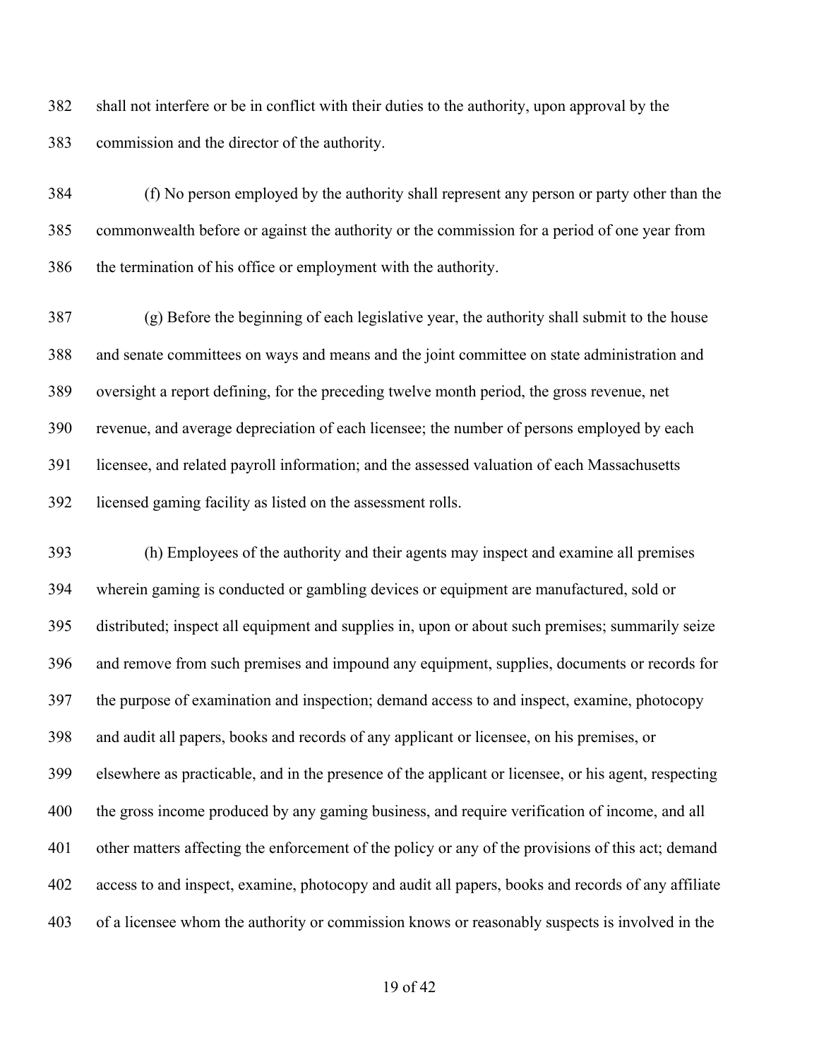shall not interfere or be in conflict with their duties to the authority, upon approval by the commission and the director of the authority.

(f) No person employed by the authority shall represent any person or party other than the commonwealth before or against the authority or the commission for a period of one year from the termination of his office or employment with the authority.

(g) Before the beginning of each legislative year, the authority shall submit to the house and senate committees on ways and means and the joint committee on state administration and oversight a report defining, for the preceding twelve month period, the gross revenue, net revenue, and average depreciation of each licensee; the number of persons employed by each licensee, and related payroll information; and the assessed valuation of each Massachusetts licensed gaming facility as listed on the assessment rolls.

(h) Employees of the authority and their agents may inspect and examine all premises wherein gaming is conducted or gambling devices or equipment are manufactured, sold or distributed; inspect all equipment and supplies in, upon or about such premises; summarily seize and remove from such premises and impound any equipment, supplies, documents or records for the purpose of examination and inspection; demand access to and inspect, examine, photocopy and audit all papers, books and records of any applicant or licensee, on his premises, or elsewhere as practicable, and in the presence of the applicant or licensee, or his agent, respecting the gross income produced by any gaming business, and require verification of income, and all other matters affecting the enforcement of the policy or any of the provisions of this act; demand access to and inspect, examine, photocopy and audit all papers, books and records of any affiliate of a licensee whom the authority or commission knows or reasonably suspects is involved in the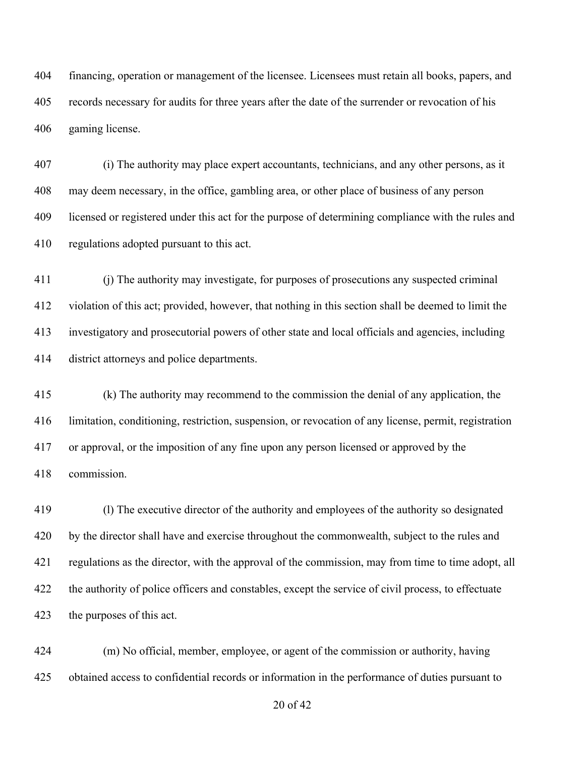financing, operation or management of the licensee. Licensees must retain all books, papers, and records necessary for audits for three years after the date of the surrender or revocation of his gaming license.

(i) The authority may place expert accountants, technicians, and any other persons, as it may deem necessary, in the office, gambling area, or other place of business of any person licensed or registered under this act for the purpose of determining compliance with the rules and regulations adopted pursuant to this act.

(j) The authority may investigate, for purposes of prosecutions any suspected criminal violation of this act; provided, however, that nothing in this section shall be deemed to limit the investigatory and prosecutorial powers of other state and local officials and agencies, including district attorneys and police departments.

(k) The authority may recommend to the commission the denial of any application, the limitation, conditioning, restriction, suspension, or revocation of any license, permit, registration or approval, or the imposition of any fine upon any person licensed or approved by the commission.

(l) The executive director of the authority and employees of the authority so designated by the director shall have and exercise throughout the commonwealth, subject to the rules and regulations as the director, with the approval of the commission, may from time to time adopt, all the authority of police officers and constables, except the service of civil process, to effectuate the purposes of this act.

(m) No official, member, employee, or agent of the commission or authority, having obtained access to confidential records or information in the performance of duties pursuant to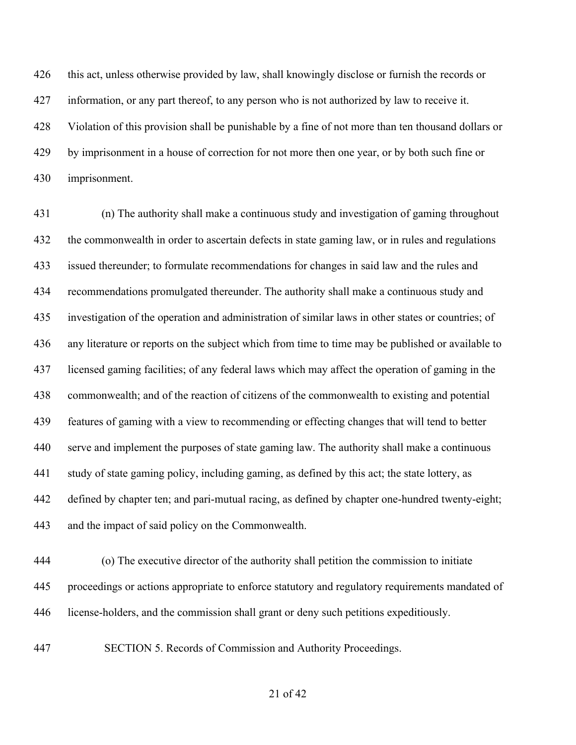this act, unless otherwise provided by law, shall knowingly disclose or furnish the records or information, or any part thereof, to any person who is not authorized by law to receive it. Violation of this provision shall be punishable by a fine of not more than ten thousand dollars or by imprisonment in a house of correction for not more then one year, or by both such fine or imprisonment.

(n) The authority shall make a continuous study and investigation of gaming throughout the commonwealth in order to ascertain defects in state gaming law, or in rules and regulations issued thereunder; to formulate recommendations for changes in said law and the rules and recommendations promulgated thereunder. The authority shall make a continuous study and investigation of the operation and administration of similar laws in other states or countries; of any literature or reports on the subject which from time to time may be published or available to licensed gaming facilities; of any federal laws which may affect the operation of gaming in the commonwealth; and of the reaction of citizens of the commonwealth to existing and potential features of gaming with a view to recommending or effecting changes that will tend to better serve and implement the purposes of state gaming law. The authority shall make a continuous study of state gaming policy, including gaming, as defined by this act; the state lottery, as defined by chapter ten; and pari-mutual racing, as defined by chapter one-hundred twenty-eight; and the impact of said policy on the Commonwealth.

(o) The executive director of the authority shall petition the commission to initiate proceedings or actions appropriate to enforce statutory and regulatory requirements mandated of license-holders, and the commission shall grant or deny such petitions expeditiously.

SECTION 5. Records of Commission and Authority Proceedings.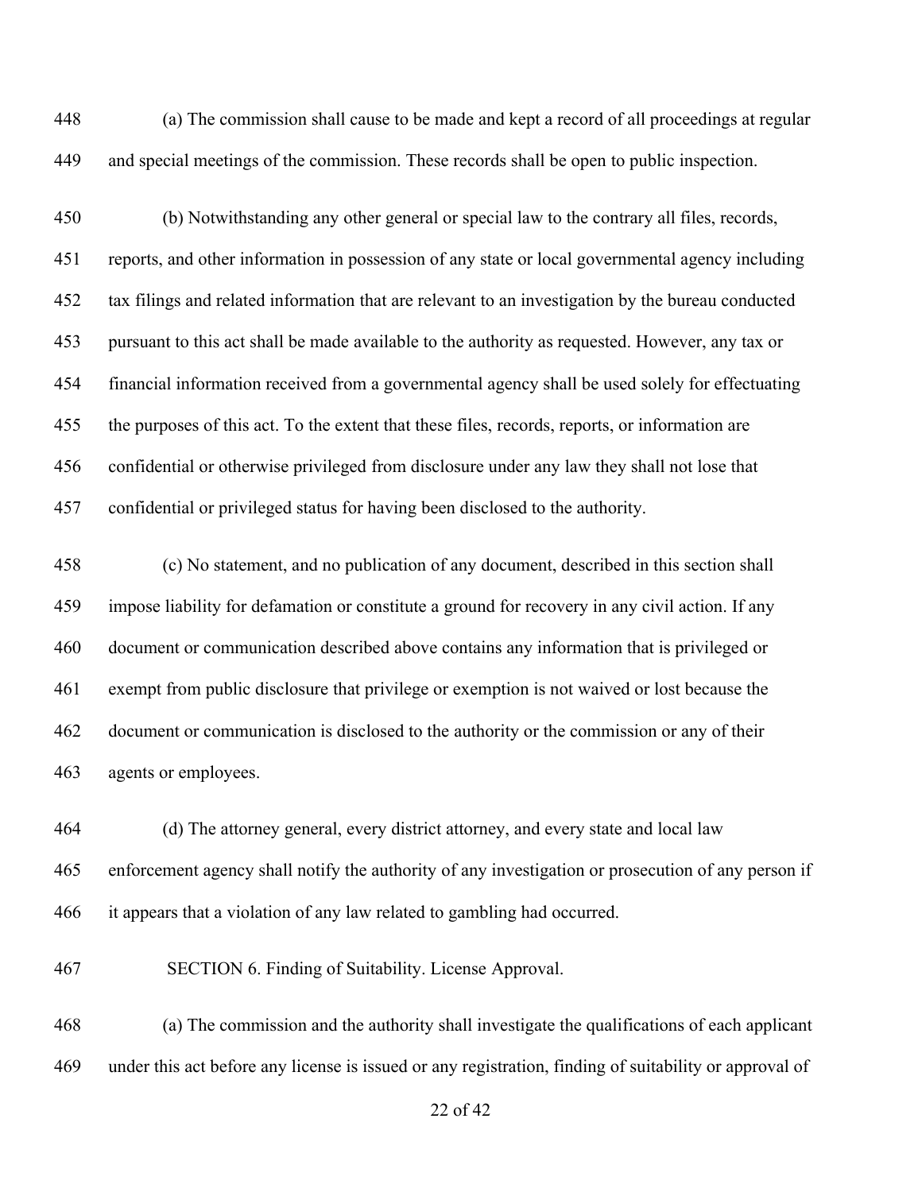(a) The commission shall cause to be made and kept a record of all proceedings at regular and special meetings of the commission. These records shall be open to public inspection.

(b) Notwithstanding any other general or special law to the contrary all files, records, reports, and other information in possession of any state or local governmental agency including tax filings and related information that are relevant to an investigation by the bureau conducted pursuant to this act shall be made available to the authority as requested. However, any tax or financial information received from a governmental agency shall be used solely for effectuating the purposes of this act. To the extent that these files, records, reports, or information are confidential or otherwise privileged from disclosure under any law they shall not lose that confidential or privileged status for having been disclosed to the authority.

(c) No statement, and no publication of any document, described in this section shall impose liability for defamation or constitute a ground for recovery in any civil action. If any document or communication described above contains any information that is privileged or exempt from public disclosure that privilege or exemption is not waived or lost because the document or communication is disclosed to the authority or the commission or any of their agents or employees.

(d) The attorney general, every district attorney, and every state and local law enforcement agency shall notify the authority of any investigation or prosecution of any person if it appears that a violation of any law related to gambling had occurred.

SECTION 6. Finding of Suitability. License Approval.

(a) The commission and the authority shall investigate the qualifications of each applicant under this act before any license is issued or any registration, finding of suitability or approval of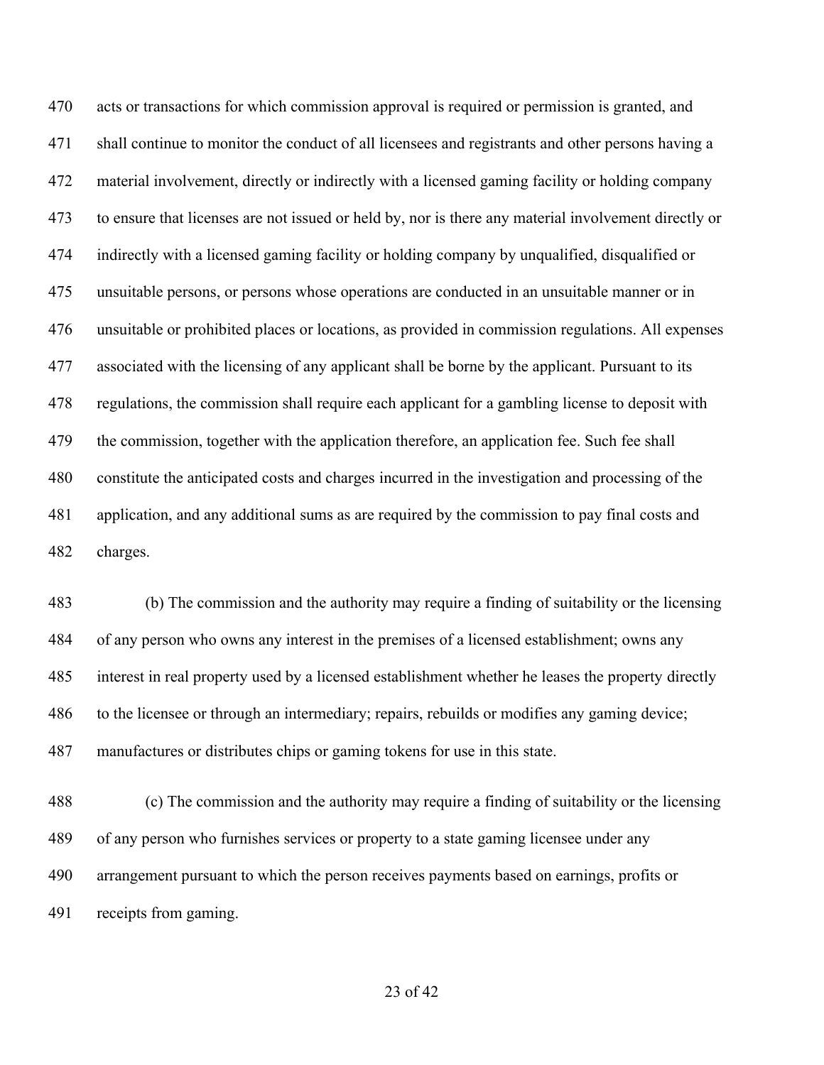acts or transactions for which commission approval is required or permission is granted, and shall continue to monitor the conduct of all licensees and registrants and other persons having a material involvement, directly or indirectly with a licensed gaming facility or holding company to ensure that licenses are not issued or held by, nor is there any material involvement directly or indirectly with a licensed gaming facility or holding company by unqualified, disqualified or unsuitable persons, or persons whose operations are conducted in an unsuitable manner or in unsuitable or prohibited places or locations, as provided in commission regulations. All expenses associated with the licensing of any applicant shall be borne by the applicant. Pursuant to its regulations, the commission shall require each applicant for a gambling license to deposit with the commission, together with the application therefore, an application fee. Such fee shall constitute the anticipated costs and charges incurred in the investigation and processing of the application, and any additional sums as are required by the commission to pay final costs and charges.

(b) The commission and the authority may require a finding of suitability or the licensing of any person who owns any interest in the premises of a licensed establishment; owns any interest in real property used by a licensed establishment whether he leases the property directly to the licensee or through an intermediary; repairs, rebuilds or modifies any gaming device; manufactures or distributes chips or gaming tokens for use in this state.

(c) The commission and the authority may require a finding of suitability or the licensing of any person who furnishes services or property to a state gaming licensee under any arrangement pursuant to which the person receives payments based on earnings, profits or receipts from gaming.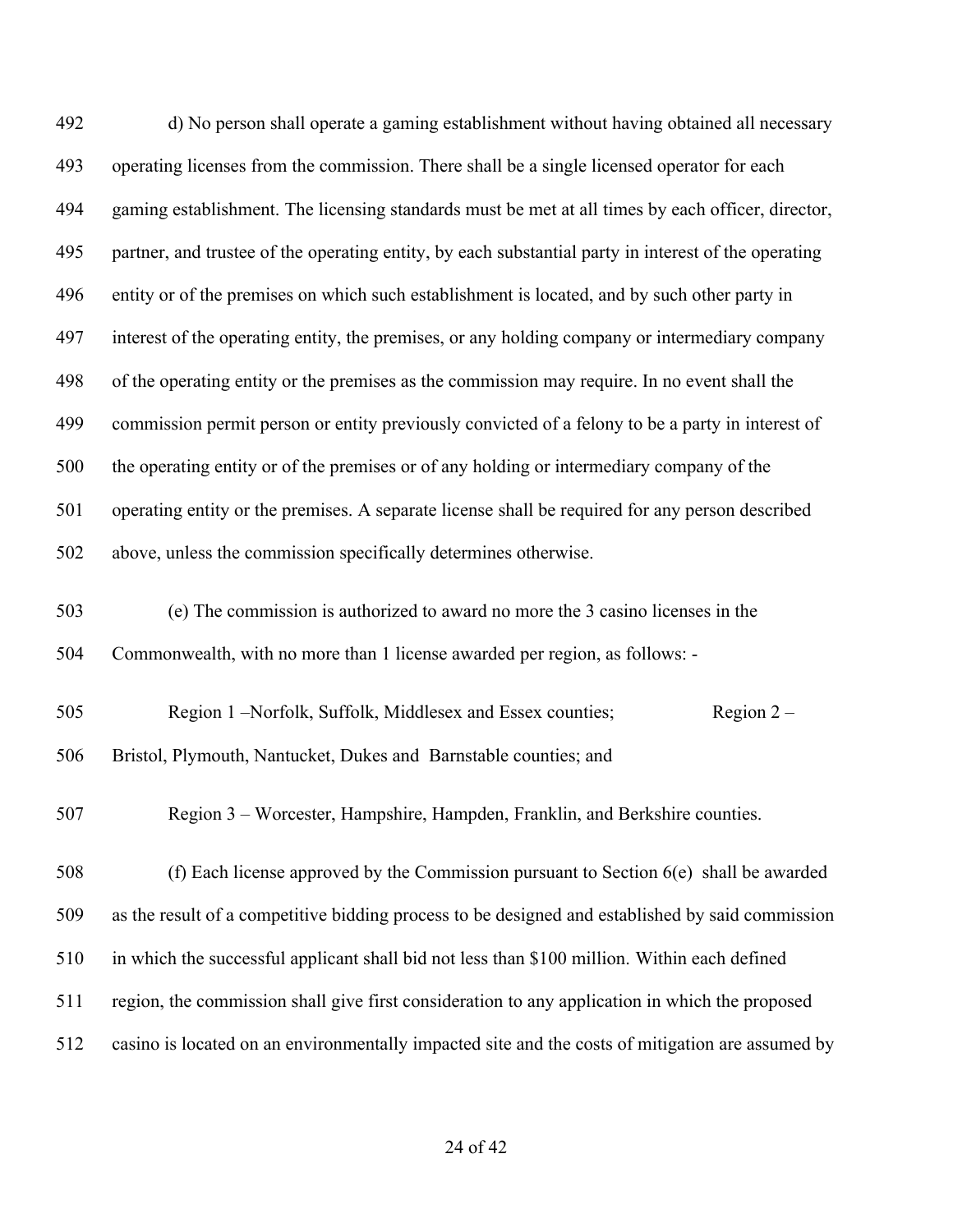d) No person shall operate a gaming establishment without having obtained all necessary operating licenses from the commission. There shall be a single licensed operator for each gaming establishment. The licensing standards must be met at all times by each officer, director, partner, and trustee of the operating entity, by each substantial party in interest of the operating entity or of the premises on which such establishment is located, and by such other party in interest of the operating entity, the premises, or any holding company or intermediary company of the operating entity or the premises as the commission may require. In no event shall the commission permit person or entity previously convicted of a felony to be a party in interest of the operating entity or of the premises or of any holding or intermediary company of the operating entity or the premises. A separate license shall be required for any person described above, unless the commission specifically determines otherwise.

(e) The commission is authorized to award no more the 3 casino licenses in the Commonwealth, with no more than 1 license awarded per region, as follows: -

Region 1 –Norfolk, Suffolk, Middlesex and Essex counties; Region 2 – Bristol, Plymouth, Nantucket, Dukes and Barnstable counties; and

Region 3 – Worcester, Hampshire, Hampden, Franklin, and Berkshire counties.

(f) Each license approved by the Commission pursuant to Section 6(e) shall be awarded as the result of a competitive bidding process to be designed and established by said commission in which the successful applicant shall bid not less than $100 million. Within each defined region, the commission shall give first consideration to any application in which the proposed casino is located on an environmentally impacted site and the costs of mitigation are assumed by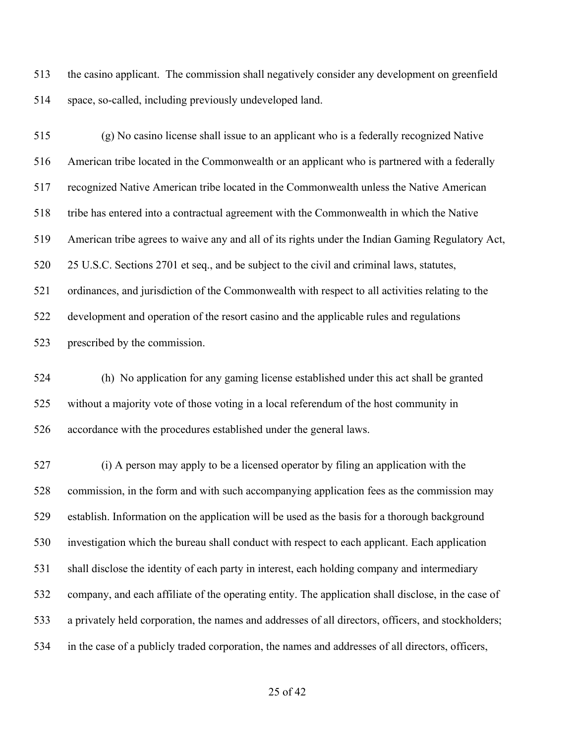the casino applicant. The commission shall negatively consider any development on greenfield space, so-called, including previously undeveloped land.

(g) No casino license shall issue to an applicant who is a federally recognized Native American tribe located in the Commonwealth or an applicant who is partnered with a federally recognized Native American tribe located in the Commonwealth unless the Native American tribe has entered into a contractual agreement with the Commonwealth in which the Native American tribe agrees to waive any and all of its rights under the Indian Gaming Regulatory Act, 25 U.S.C. Sections 2701 et seq., and be subject to the civil and criminal laws, statutes, ordinances, and jurisdiction of the Commonwealth with respect to all activities relating to the development and operation of the resort casino and the applicable rules and regulations prescribed by the commission.

(h) No application for any gaming license established under this act shall be granted without a majority vote of those voting in a local referendum of the host community in accordance with the procedures established under the general laws.

(i) A person may apply to be a licensed operator by filing an application with the commission, in the form and with such accompanying application fees as the commission may establish. Information on the application will be used as the basis for a thorough background investigation which the bureau shall conduct with respect to each applicant. Each application shall disclose the identity of each party in interest, each holding company and intermediary company, and each affiliate of the operating entity. The application shall disclose, in the case of a privately held corporation, the names and addresses of all directors, officers, and stockholders; in the case of a publicly traded corporation, the names and addresses of all directors, officers,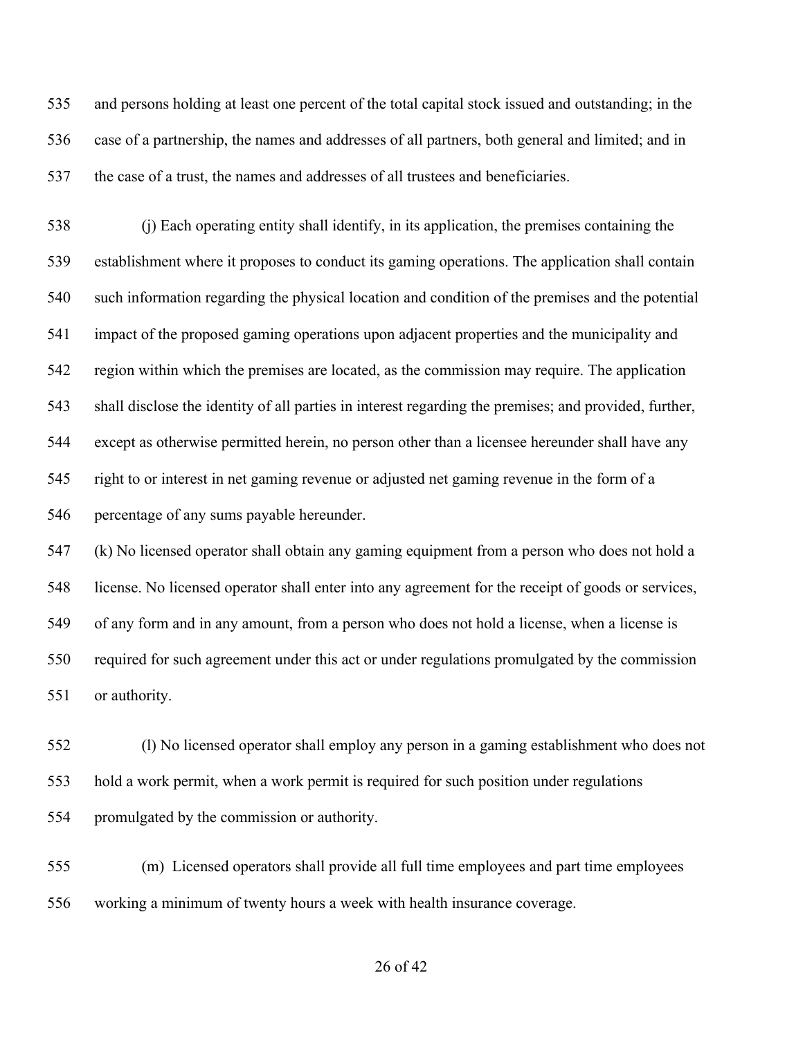and persons holding at least one percent of the total capital stock issued and outstanding; in the case of a partnership, the names and addresses of all partners, both general and limited; and in the case of a trust, the names and addresses of all trustees and beneficiaries.

(j) Each operating entity shall identify, in its application, the premises containing the establishment where it proposes to conduct its gaming operations. The application shall contain such information regarding the physical location and condition of the premises and the potential impact of the proposed gaming operations upon adjacent properties and the municipality and region within which the premises are located, as the commission may require. The application shall disclose the identity of all parties in interest regarding the premises; and provided, further, except as otherwise permitted herein, no person other than a licensee hereunder shall have any right to or interest in net gaming revenue or adjusted net gaming revenue in the form of a percentage of any sums payable hereunder.

(k) No licensed operator shall obtain any gaming equipment from a person who does not hold a license. No licensed operator shall enter into any agreement for the receipt of goods or services, of any form and in any amount, from a person who does not hold a license, when a license is required for such agreement under this act or under regulations promulgated by the commission or authority.

(l) No licensed operator shall employ any person in a gaming establishment who does not hold a work permit, when a work permit is required for such position under regulations promulgated by the commission or authority.

(m) Licensed operators shall provide all full time employees and part time employees working a minimum of twenty hours a week with health insurance coverage.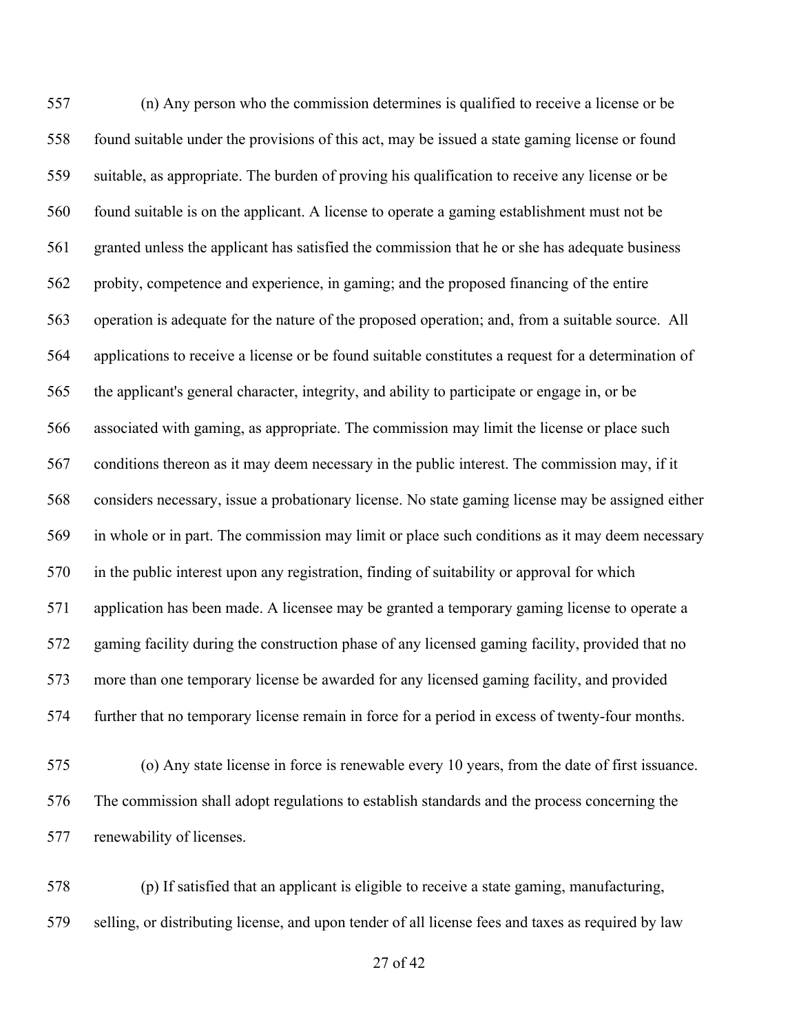(n) Any person who the commission determines is qualified to receive a license or be found suitable under the provisions of this act, may be issued a state gaming license or found suitable, as appropriate. The burden of proving his qualification to receive any license or be found suitable is on the applicant. A license to operate a gaming establishment must not be granted unless the applicant has satisfied the commission that he or she has adequate business probity, competence and experience, in gaming; and the proposed financing of the entire operation is adequate for the nature of the proposed operation; and, from a suitable source. All applications to receive a license or be found suitable constitutes a request for a determination of the applicant's general character, integrity, and ability to participate or engage in, or be associated with gaming, as appropriate. The commission may limit the license or place such conditions thereon as it may deem necessary in the public interest. The commission may, if it considers necessary, issue a probationary license. No state gaming license may be assigned either in whole or in part. The commission may limit or place such conditions as it may deem necessary in the public interest upon any registration, finding of suitability or approval for which application has been made. A licensee may be granted a temporary gaming license to operate a gaming facility during the construction phase of any licensed gaming facility, provided that no more than one temporary license be awarded for any licensed gaming facility, and provided further that no temporary license remain in force for a period in excess of twenty-four months.

(o) Any state license in force is renewable every 10 years, from the date of first issuance. The commission shall adopt regulations to establish standards and the process concerning the renewability of licenses.

(p) If satisfied that an applicant is eligible to receive a state gaming, manufacturing, selling, or distributing license, and upon tender of all license fees and taxes as required by law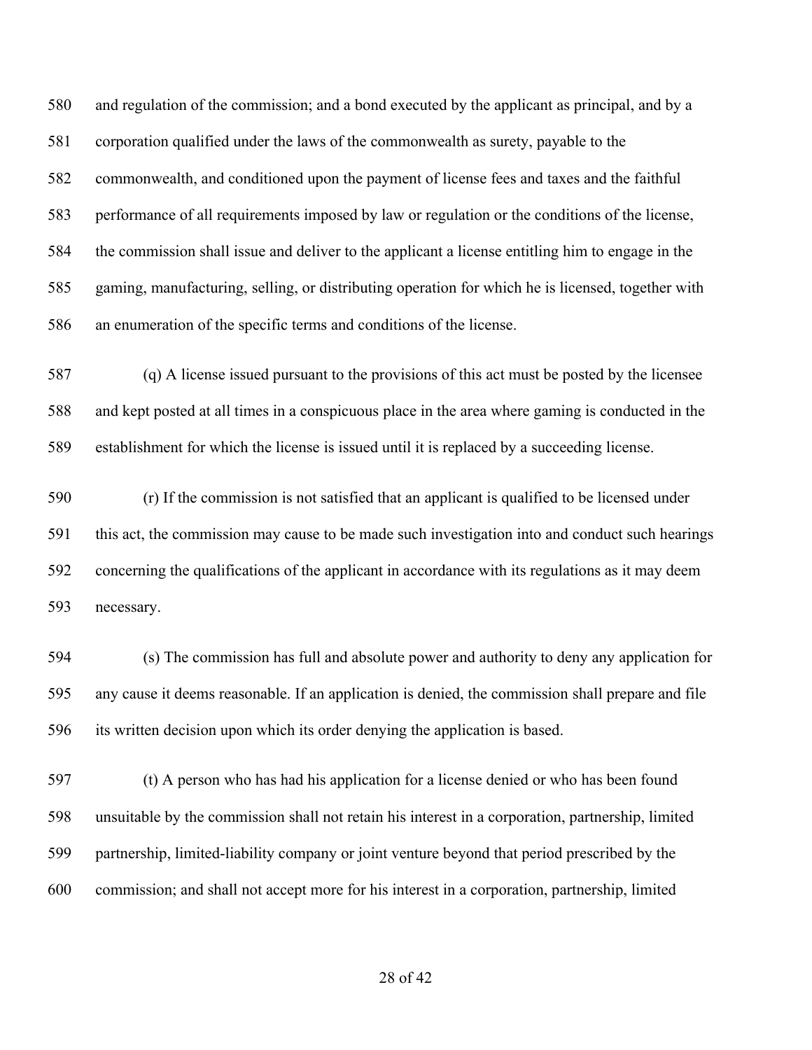and regulation of the commission; and a bond executed by the applicant as principal, and by a corporation qualified under the laws of the commonwealth as surety, payable to the commonwealth, and conditioned upon the payment of license fees and taxes and the faithful performance of all requirements imposed by law or regulation or the conditions of the license, the commission shall issue and deliver to the applicant a license entitling him to engage in the gaming, manufacturing, selling, or distributing operation for which he is licensed, together with an enumeration of the specific terms and conditions of the license.

(q) A license issued pursuant to the provisions of this act must be posted by the licensee and kept posted at all times in a conspicuous place in the area where gaming is conducted in the establishment for which the license is issued until it is replaced by a succeeding license.

(r) If the commission is not satisfied that an applicant is qualified to be licensed under this act, the commission may cause to be made such investigation into and conduct such hearings concerning the qualifications of the applicant in accordance with its regulations as it may deem necessary.

(s) The commission has full and absolute power and authority to deny any application for any cause it deems reasonable. If an application is denied, the commission shall prepare and file its written decision upon which its order denying the application is based.

(t) A person who has had his application for a license denied or who has been found unsuitable by the commission shall not retain his interest in a corporation, partnership, limited partnership, limited-liability company or joint venture beyond that period prescribed by the commission; and shall not accept more for his interest in a corporation, partnership, limited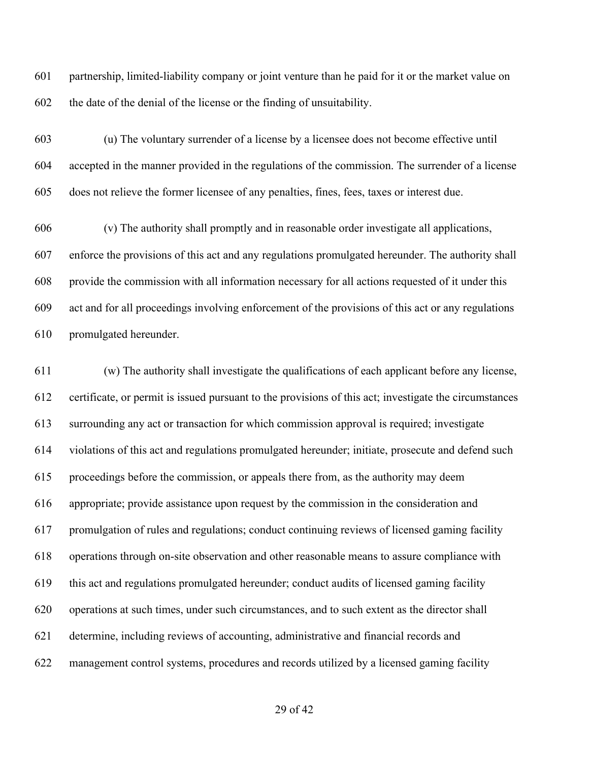partnership, limited-liability company or joint venture than he paid for it or the market value on the date of the denial of the license or the finding of unsuitability.

(u) The voluntary surrender of a license by a licensee does not become effective until accepted in the manner provided in the regulations of the commission. The surrender of a license does not relieve the former licensee of any penalties, fines, fees, taxes or interest due.

(v) The authority shall promptly and in reasonable order investigate all applications, enforce the provisions of this act and any regulations promulgated hereunder. The authority shall provide the commission with all information necessary for all actions requested of it under this act and for all proceedings involving enforcement of the provisions of this act or any regulations promulgated hereunder.

(w) The authority shall investigate the qualifications of each applicant before any license, certificate, or permit is issued pursuant to the provisions of this act; investigate the circumstances surrounding any act or transaction for which commission approval is required; investigate violations of this act and regulations promulgated hereunder; initiate, prosecute and defend such proceedings before the commission, or appeals there from, as the authority may deem appropriate; provide assistance upon request by the commission in the consideration and promulgation of rules and regulations; conduct continuing reviews of licensed gaming facility operations through on-site observation and other reasonable means to assure compliance with this act and regulations promulgated hereunder; conduct audits of licensed gaming facility operations at such times, under such circumstances, and to such extent as the director shall determine, including reviews of accounting, administrative and financial records and management control systems, procedures and records utilized by a licensed gaming facility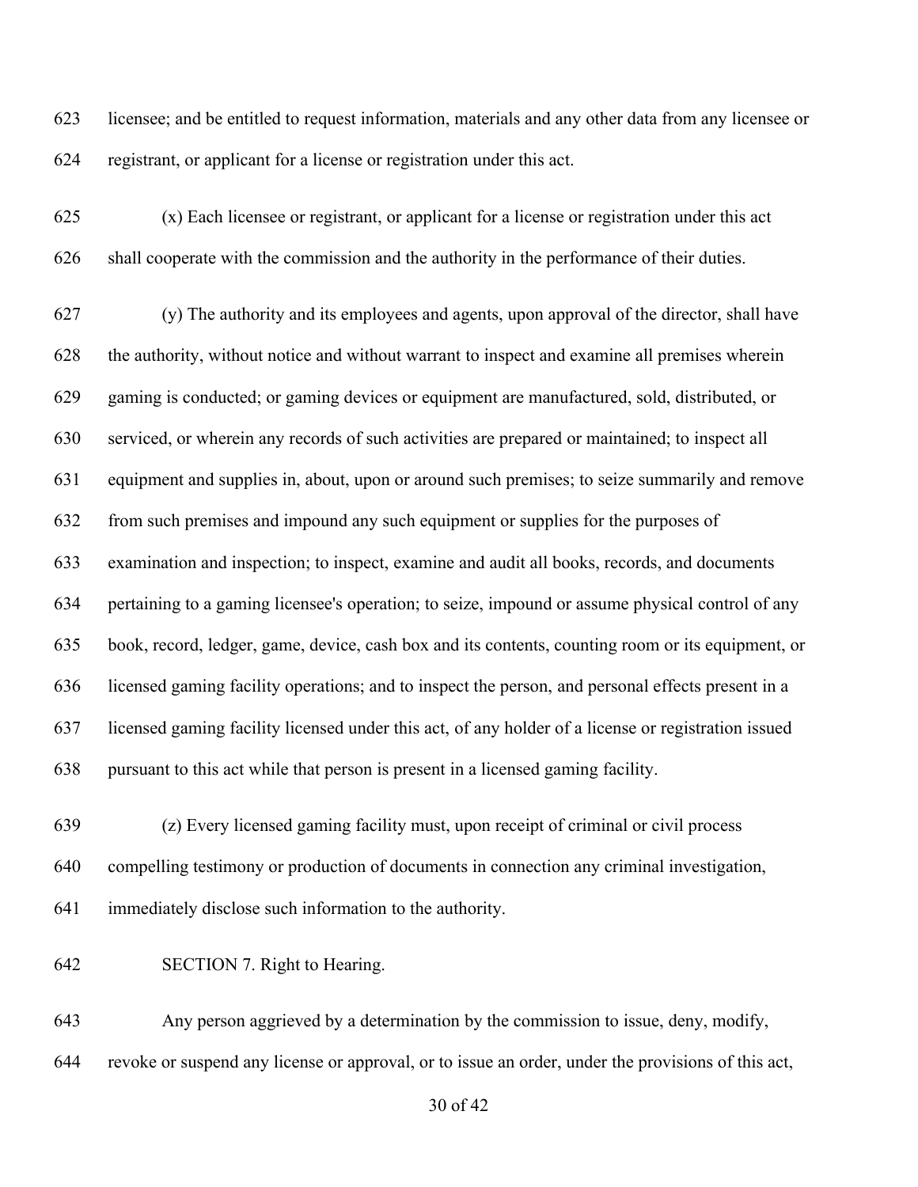licensee; and be entitled to request information, materials and any other data from any licensee or registrant, or applicant for a license or registration under this act.

(x) Each licensee or registrant, or applicant for a license or registration under this act shall cooperate with the commission and the authority in the performance of their duties.

(y) The authority and its employees and agents, upon approval of the director, shall have the authority, without notice and without warrant to inspect and examine all premises wherein gaming is conducted; or gaming devices or equipment are manufactured, sold, distributed, or serviced, or wherein any records of such activities are prepared or maintained; to inspect all equipment and supplies in, about, upon or around such premises; to seize summarily and remove from such premises and impound any such equipment or supplies for the purposes of examination and inspection; to inspect, examine and audit all books, records, and documents pertaining to a gaming licensee's operation; to seize, impound or assume physical control of any book, record, ledger, game, device, cash box and its contents, counting room or its equipment, or licensed gaming facility operations; and to inspect the person, and personal effects present in a licensed gaming facility licensed under this act, of any holder of a license or registration issued pursuant to this act while that person is present in a licensed gaming facility.

(z) Every licensed gaming facility must, upon receipt of criminal or civil process compelling testimony or production of documents in connection any criminal investigation, immediately disclose such information to the authority.

SECTION 7. Right to Hearing.

Any person aggrieved by a determination by the commission to issue, deny, modify, revoke or suspend any license or approval, or to issue an order, under the provisions of this act,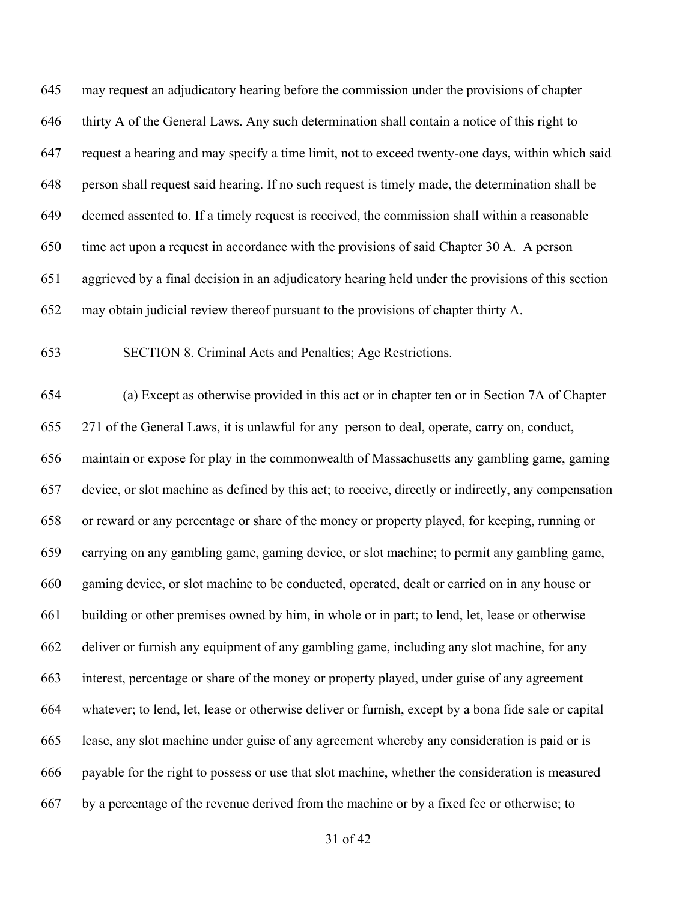may request an adjudicatory hearing before the commission under the provisions of chapter thirty A of the General Laws. Any such determination shall contain a notice of this right to request a hearing and may specify a time limit, not to exceed twenty-one days, within which said person shall request said hearing. If no such request is timely made, the determination shall be deemed assented to. If a timely request is received, the commission shall within a reasonable time act upon a request in accordance with the provisions of said Chapter 30 A. A person aggrieved by a final decision in an adjudicatory hearing held under the provisions of this section may obtain judicial review thereof pursuant to the provisions of chapter thirty A.

SECTION 8. Criminal Acts and Penalties; Age Restrictions.

(a) Except as otherwise provided in this act or in chapter ten or in Section 7A of Chapter 271 of the General Laws, it is unlawful for any person to deal, operate, carry on, conduct, maintain or expose for play in the commonwealth of Massachusetts any gambling game, gaming device, or slot machine as defined by this act; to receive, directly or indirectly, any compensation or reward or any percentage or share of the money or property played, for keeping, running or carrying on any gambling game, gaming device, or slot machine; to permit any gambling game, gaming device, or slot machine to be conducted, operated, dealt or carried on in any house or building or other premises owned by him, in whole or in part; to lend, let, lease or otherwise deliver or furnish any equipment of any gambling game, including any slot machine, for any interest, percentage or share of the money or property played, under guise of any agreement whatever; to lend, let, lease or otherwise deliver or furnish, except by a bona fide sale or capital lease, any slot machine under guise of any agreement whereby any consideration is paid or is payable for the right to possess or use that slot machine, whether the consideration is measured by a percentage of the revenue derived from the machine or by a fixed fee or otherwise; to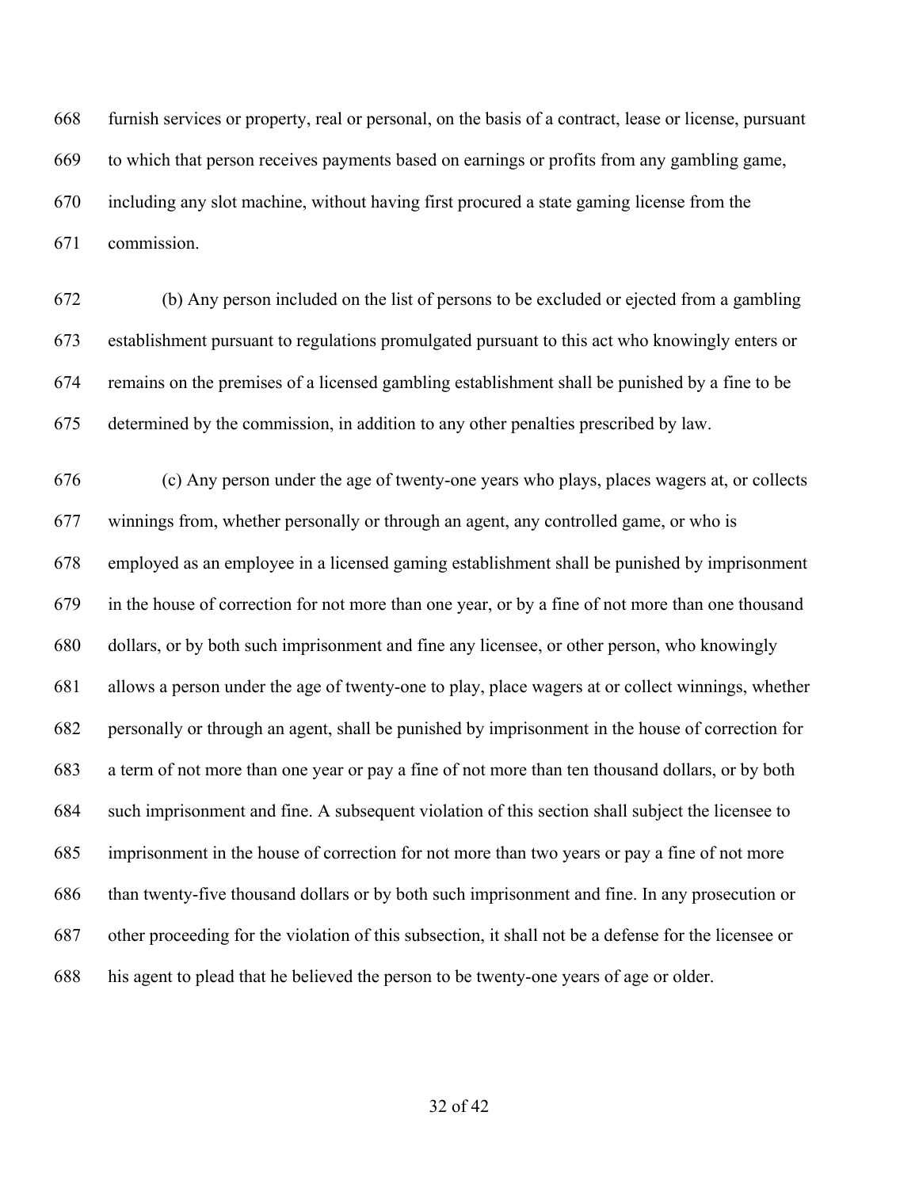furnish services or property, real or personal, on the basis of a contract, lease or license, pursuant to which that person receives payments based on earnings or profits from any gambling game, including any slot machine, without having first procured a state gaming license from the commission.

(b) Any person included on the list of persons to be excluded or ejected from a gambling establishment pursuant to regulations promulgated pursuant to this act who knowingly enters or remains on the premises of a licensed gambling establishment shall be punished by a fine to be determined by the commission, in addition to any other penalties prescribed by law.

(c) Any person under the age of twenty-one years who plays, places wagers at, or collects winnings from, whether personally or through an agent, any controlled game, or who is employed as an employee in a licensed gaming establishment shall be punished by imprisonment in the house of correction for not more than one year, or by a fine of not more than one thousand dollars, or by both such imprisonment and fine any licensee, or other person, who knowingly allows a person under the age of twenty-one to play, place wagers at or collect winnings, whether personally or through an agent, shall be punished by imprisonment in the house of correction for a term of not more than one year or pay a fine of not more than ten thousand dollars, or by both such imprisonment and fine. A subsequent violation of this section shall subject the licensee to imprisonment in the house of correction for not more than two years or pay a fine of not more than twenty-five thousand dollars or by both such imprisonment and fine. In any prosecution or other proceeding for the violation of this subsection, it shall not be a defense for the licensee or his agent to plead that he believed the person to be twenty-one years of age or older.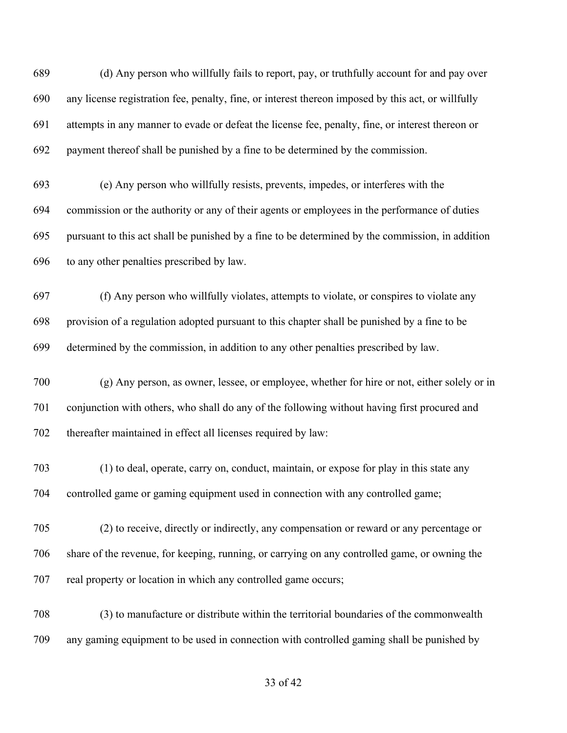(d) Any person who willfully fails to report, pay, or truthfully account for and pay over any license registration fee, penalty, fine, or interest thereon imposed by this act, or willfully attempts in any manner to evade or defeat the license fee, penalty, fine, or interest thereon or payment thereof shall be punished by a fine to be determined by the commission.

(e) Any person who willfully resists, prevents, impedes, or interferes with the commission or the authority or any of their agents or employees in the performance of duties pursuant to this act shall be punished by a fine to be determined by the commission, in addition to any other penalties prescribed by law.

(f) Any person who willfully violates, attempts to violate, or conspires to violate any provision of a regulation adopted pursuant to this chapter shall be punished by a fine to be determined by the commission, in addition to any other penalties prescribed by law.

(g) Any person, as owner, lessee, or employee, whether for hire or not, either solely or in conjunction with others, who shall do any of the following without having first procured and thereafter maintained in effect all licenses required by law:

(1) to deal, operate, carry on, conduct, maintain, or expose for play in this state any controlled game or gaming equipment used in connection with any controlled game;

(2) to receive, directly or indirectly, any compensation or reward or any percentage or share of the revenue, for keeping, running, or carrying on any controlled game, or owning the real property or location in which any controlled game occurs;

(3) to manufacture or distribute within the territorial boundaries of the commonwealth any gaming equipment to be used in connection with controlled gaming shall be punished by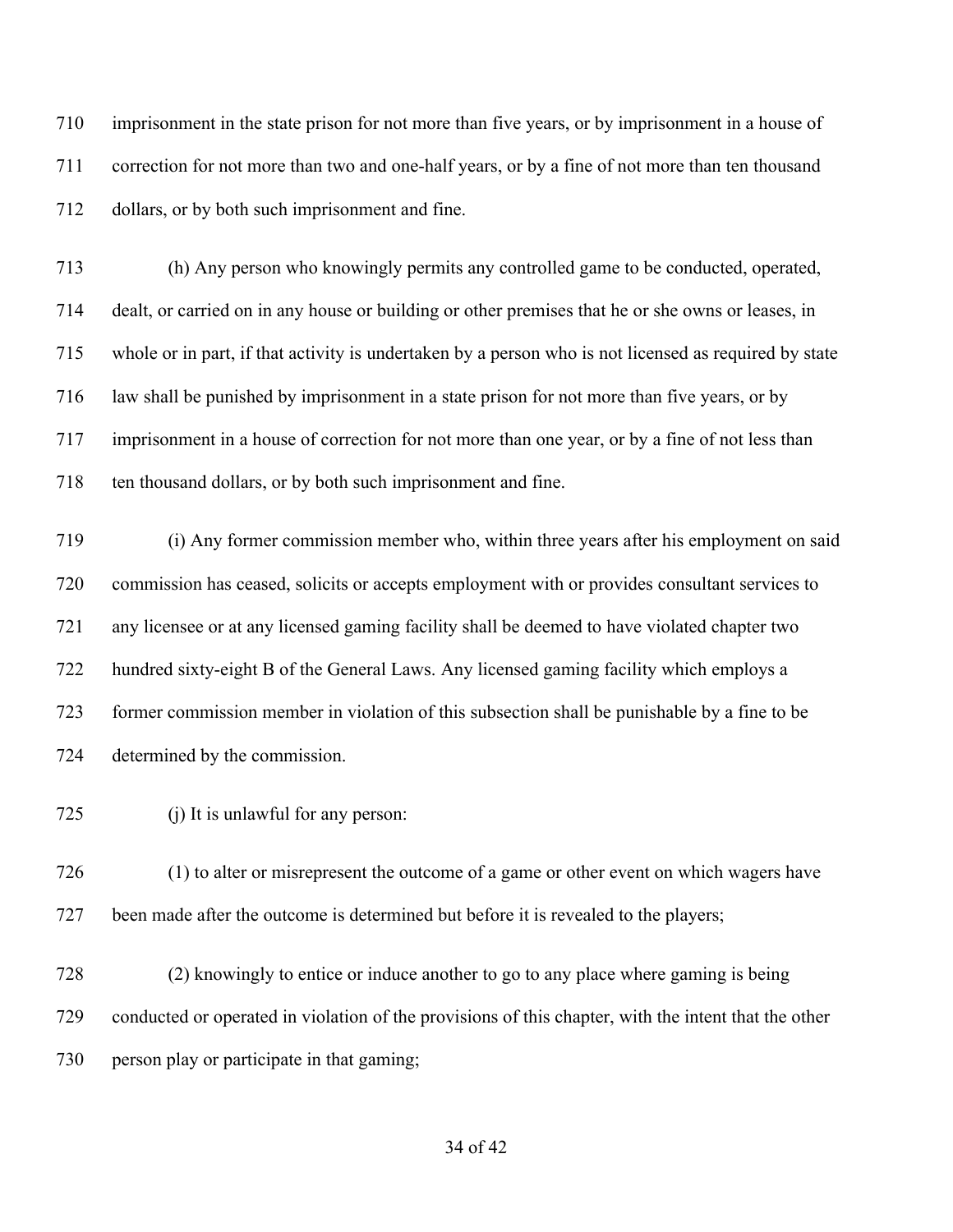imprisonment in the state prison for not more than five years, or by imprisonment in a house of correction for not more than two and one-half years, or by a fine of not more than ten thousand dollars, or by both such imprisonment and fine.

(h) Any person who knowingly permits any controlled game to be conducted, operated, dealt, or carried on in any house or building or other premises that he or she owns or leases, in whole or in part, if that activity is undertaken by a person who is not licensed as required by state law shall be punished by imprisonment in a state prison for not more than five years, or by imprisonment in a house of correction for not more than one year, or by a fine of not less than ten thousand dollars, or by both such imprisonment and fine.

(i) Any former commission member who, within three years after his employment on said commission has ceased, solicits or accepts employment with or provides consultant services to any licensee or at any licensed gaming facility shall be deemed to have violated chapter two hundred sixty-eight B of the General Laws. Any licensed gaming facility which employs a former commission member in violation of this subsection shall be punishable by a fine to be determined by the commission.

(j) It is unlawful for any person:

(1) to alter or misrepresent the outcome of a game or other event on which wagers have been made after the outcome is determined but before it is revealed to the players;

(2) knowingly to entice or induce another to go to any place where gaming is being conducted or operated in violation of the provisions of this chapter, with the intent that the other person play or participate in that gaming;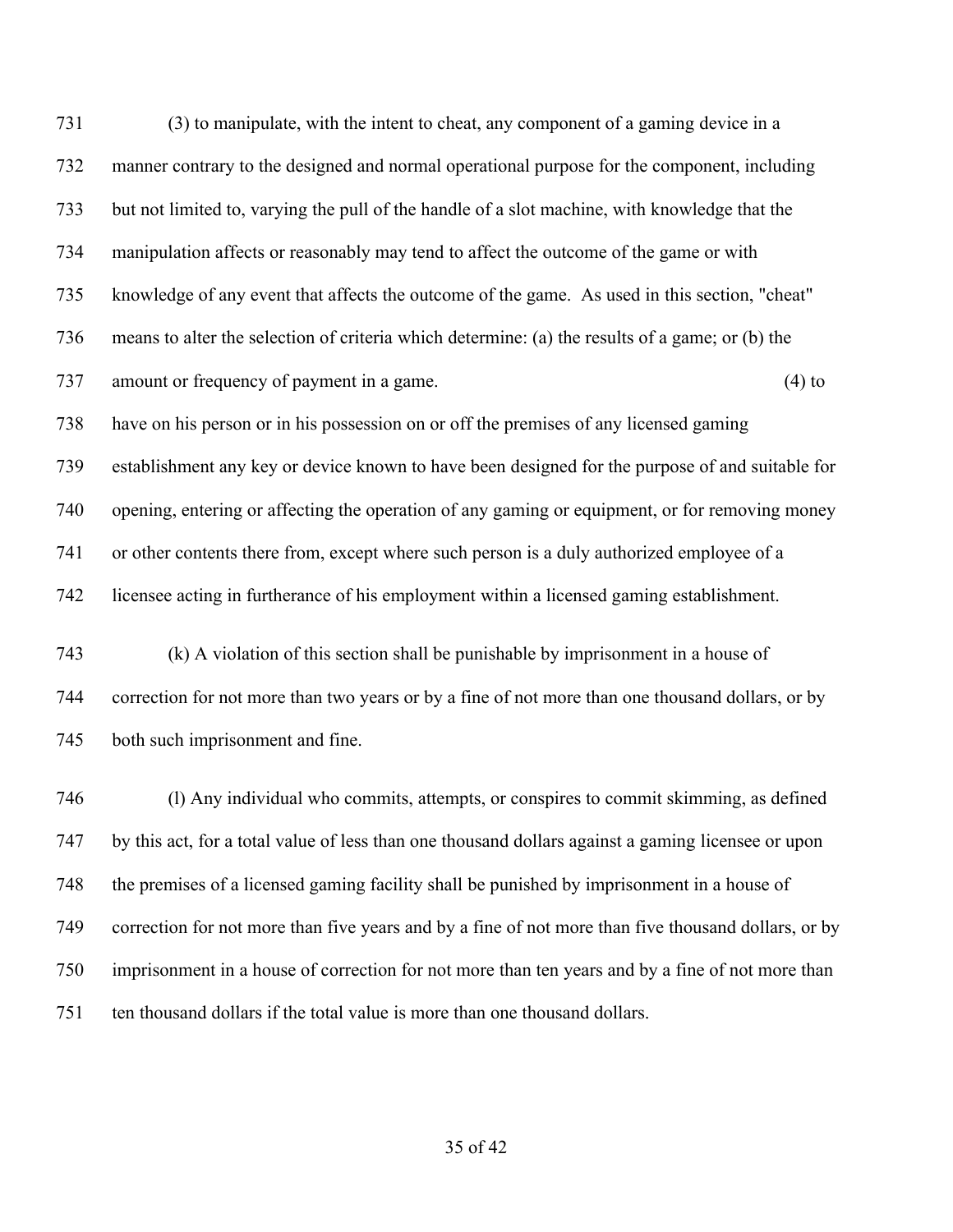(3) to manipulate, with the intent to cheat, any component of a gaming device in a manner contrary to the designed and normal operational purpose for the component, including but not limited to, varying the pull of the handle of a slot machine, with knowledge that the manipulation affects or reasonably may tend to affect the outcome of the game or with knowledge of any event that affects the outcome of the game. As used in this section, "cheat" means to alter the selection of criteria which determine: (a) the results of a game; or (b) the amount or frequency of payment in a game. (4) to have on his person or in his possession on or off the premises of any licensed gaming establishment any key or device known to have been designed for the purpose of and suitable for opening, entering or affecting the operation of any gaming or equipment, or for removing money or other contents there from, except where such person is a duly authorized employee of a licensee acting in furtherance of his employment within a licensed gaming establishment.

(k) A violation of this section shall be punishable by imprisonment in a house of correction for not more than two years or by a fine of not more than one thousand dollars, or by both such imprisonment and fine.

(l) Any individual who commits, attempts, or conspires to commit skimming, as defined by this act, for a total value of less than one thousand dollars against a gaming licensee or upon the premises of a licensed gaming facility shall be punished by imprisonment in a house of correction for not more than five years and by a fine of not more than five thousand dollars, or by imprisonment in a house of correction for not more than ten years and by a fine of not more than ten thousand dollars if the total value is more than one thousand dollars.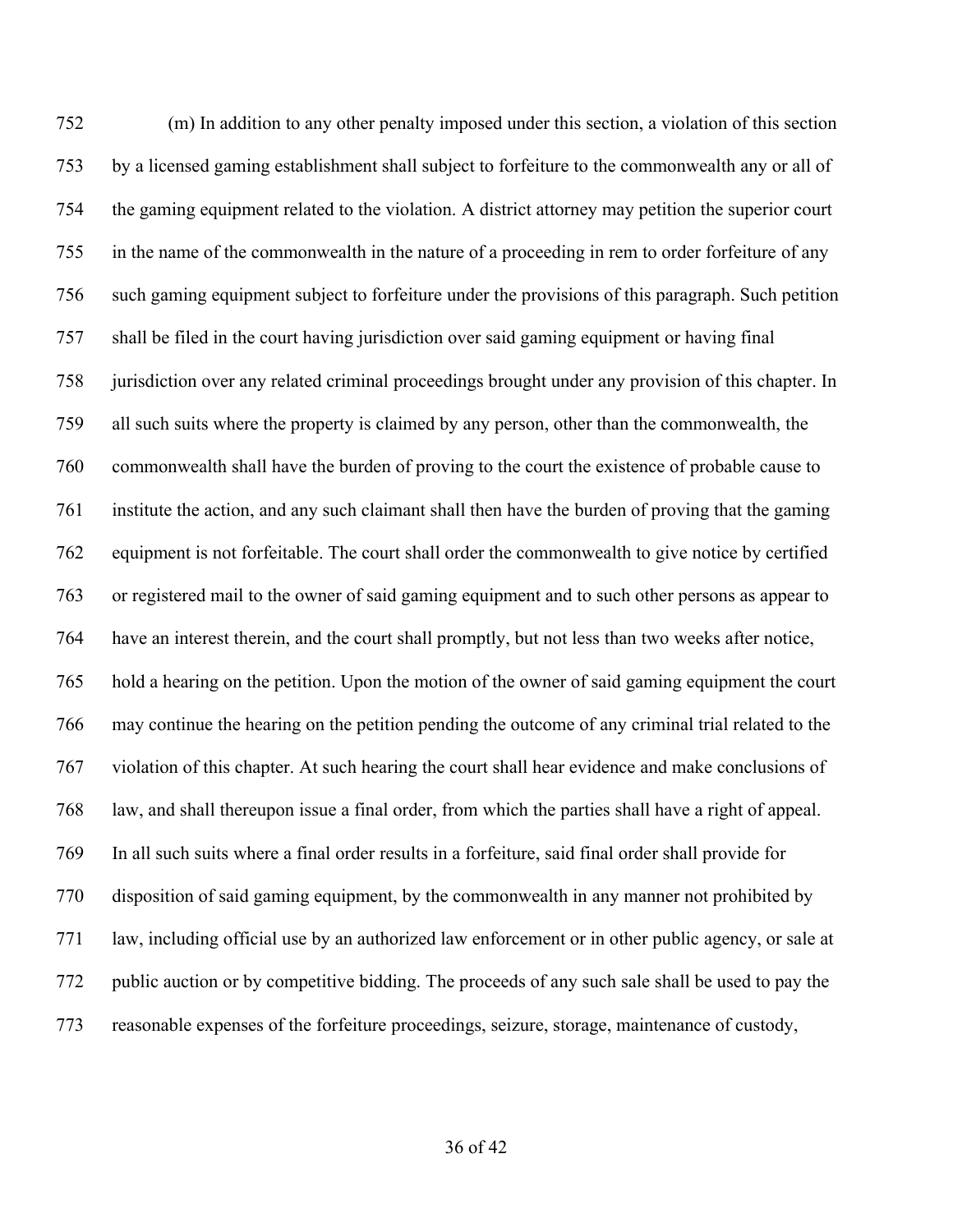(m) In addition to any other penalty imposed under this section, a violation of this section by a licensed gaming establishment shall subject to forfeiture to the commonwealth any or all of the gaming equipment related to the violation. A district attorney may petition the superior court in the name of the commonwealth in the nature of a proceeding in rem to order forfeiture of any such gaming equipment subject to forfeiture under the provisions of this paragraph. Such petition shall be filed in the court having jurisdiction over said gaming equipment or having final jurisdiction over any related criminal proceedings brought under any provision of this chapter. In all such suits where the property is claimed by any person, other than the commonwealth, the commonwealth shall have the burden of proving to the court the existence of probable cause to institute the action, and any such claimant shall then have the burden of proving that the gaming equipment is not forfeitable. The court shall order the commonwealth to give notice by certified or registered mail to the owner of said gaming equipment and to such other persons as appear to have an interest therein, and the court shall promptly, but not less than two weeks after notice, hold a hearing on the petition. Upon the motion of the owner of said gaming equipment the court may continue the hearing on the petition pending the outcome of any criminal trial related to the violation of this chapter. At such hearing the court shall hear evidence and make conclusions of law, and shall thereupon issue a final order, from which the parties shall have a right of appeal. In all such suits where a final order results in a forfeiture, said final order shall provide for disposition of said gaming equipment, by the commonwealth in any manner not prohibited by law, including official use by an authorized law enforcement or in other public agency, or sale at public auction or by competitive bidding. The proceeds of any such sale shall be used to pay the reasonable expenses of the forfeiture proceedings, seizure, storage, maintenance of custody,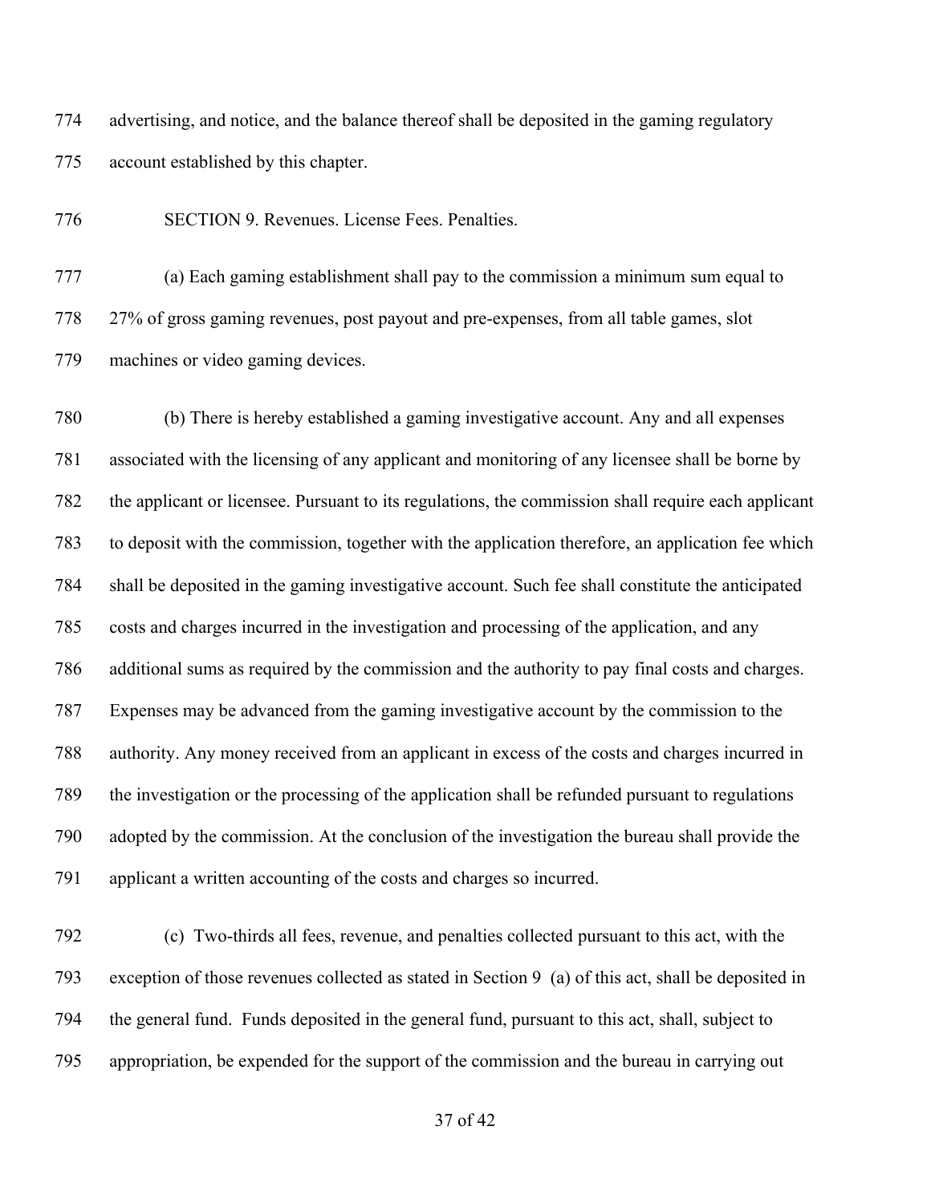advertising, and notice, and the balance thereof shall be deposited in the gaming regulatory account established by this chapter.

SECTION 9. Revenues. License Fees. Penalties.

(a) Each gaming establishment shall pay to the commission a minimum sum equal to 27% of gross gaming revenues, post payout and pre-expenses, from all table games, slot machines or video gaming devices.

(b) There is hereby established a gaming investigative account. Any and all expenses associated with the licensing of any applicant and monitoring of any licensee shall be borne by the applicant or licensee. Pursuant to its regulations, the commission shall require each applicant to deposit with the commission, together with the application therefore, an application fee which shall be deposited in the gaming investigative account. Such fee shall constitute the anticipated costs and charges incurred in the investigation and processing of the application, and any additional sums as required by the commission and the authority to pay final costs and charges. Expenses may be advanced from the gaming investigative account by the commission to the authority. Any money received from an applicant in excess of the costs and charges incurred in the investigation or the processing of the application shall be refunded pursuant to regulations adopted by the commission. At the conclusion of the investigation the bureau shall provide the applicant a written accounting of the costs and charges so incurred.

(c) Two-thirds all fees, revenue, and penalties collected pursuant to this act, with the exception of those revenues collected as stated in Section 9 (a) of this act, shall be deposited in the general fund. Funds deposited in the general fund, pursuant to this act, shall, subject to appropriation, be expended for the support of the commission and the bureau in carrying out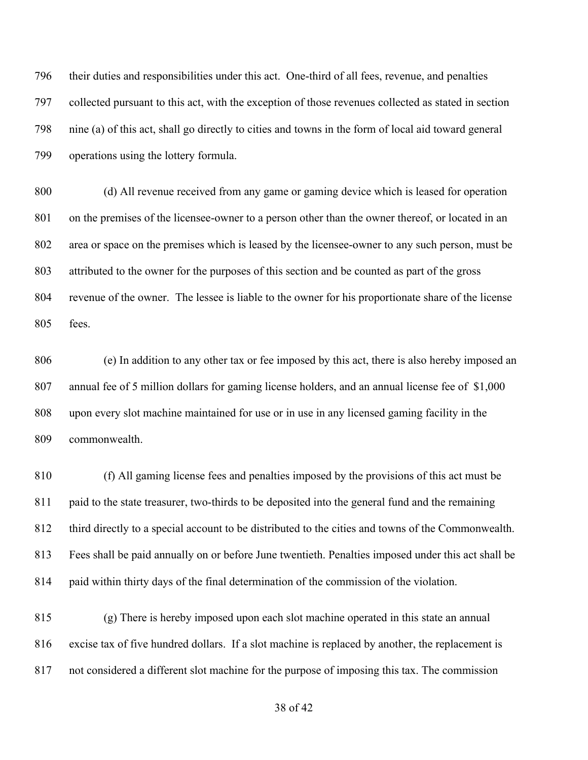796 their duties and responsibilities under this act. One-third of all fees, revenue, and penalties
797 collected pursuant to this act, with the exception of those revenues collected as stated in section
798 nine (a) of this act, shall go directly to cities and towns in the form of local aid toward general
799 operations using the lottery formula.

800 (d) All revenue received from any game or gaming device which is leased for operation
801 on the premises of the licensee-owner to a person other than the owner thereof, or located in an
802 area or space on the premises which is leased by the licensee-owner to any such person, must be
803 attributed to the owner for the purposes of this section and be counted as part of the gross
804 revenue of the owner. The lessee is liable to the owner for his proportionate share of the license
805 fees.

806 (e) In addition to any other tax or fee imposed by this act, there is also hereby imposed an
807 annual fee of 5 million dollars for gaming license holders, and an annual license fee of $1,000
808 upon every slot machine maintained for use or in use in any licensed gaming facility in the
809 commonwealth.

810 (f) All gaming license fees and penalties imposed by the provisions of this act must be
811 paid to the state treasurer, two-thirds to be deposited into the general fund and the remaining
812 third directly to a special account to be distributed to the cities and towns of the Commonwealth.
813 Fees shall be paid annually on or before June twentieth. Penalties imposed under this act shall be
814 paid within thirty days of the final determination of the commission of the violation.

815 (g) There is hereby imposed upon each slot machine operated in this state an annual
816 excise tax of five hundred dollars. If a slot machine is replaced by another, the replacement is
817 not considered a different slot machine for the purpose of imposing this tax. The commission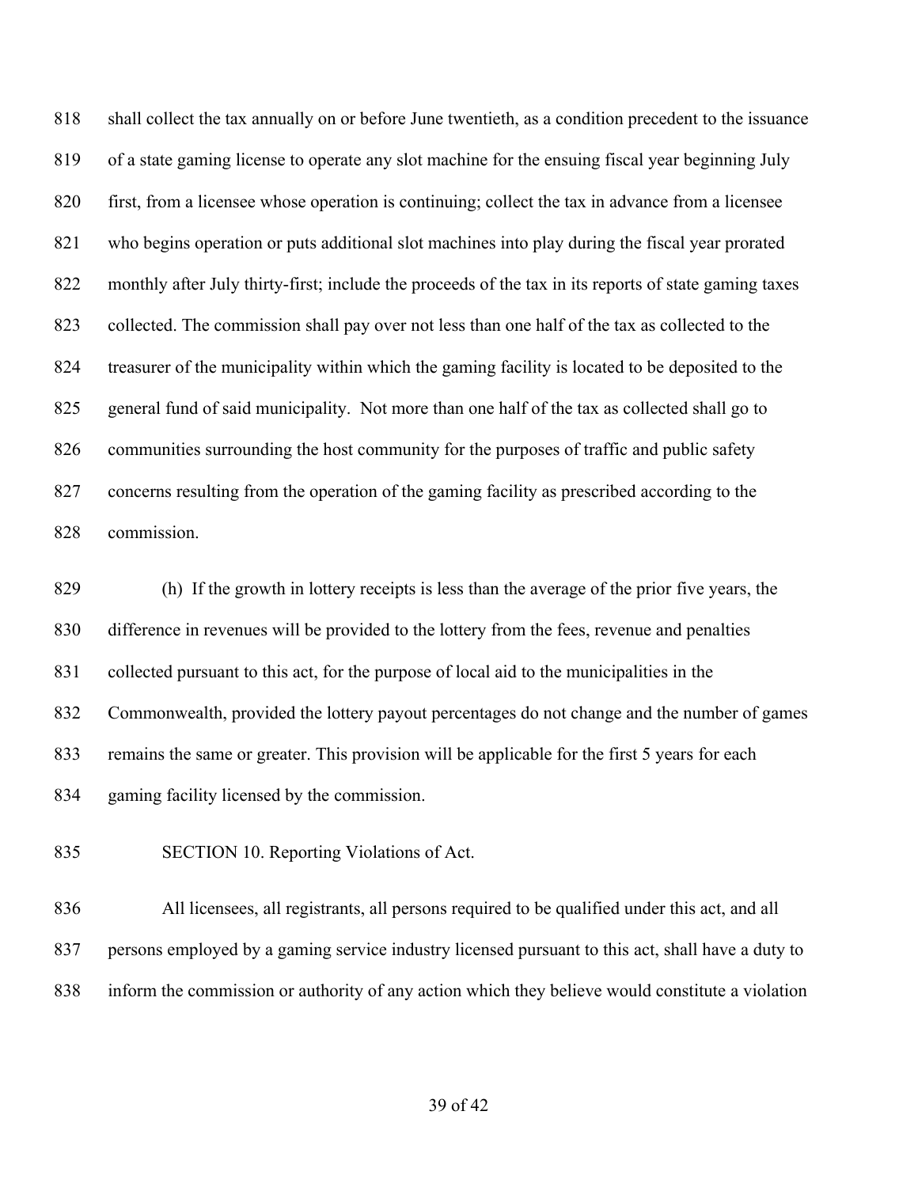shall collect the tax annually on or before June twentieth, as a condition precedent to the issuance of a state gaming license to operate any slot machine for the ensuing fiscal year beginning July first, from a licensee whose operation is continuing; collect the tax in advance from a licensee who begins operation or puts additional slot machines into play during the fiscal year prorated monthly after July thirty-first; include the proceeds of the tax in its reports of state gaming taxes collected. The commission shall pay over not less than one half of the tax as collected to the treasurer of the municipality within which the gaming facility is located to be deposited to the general fund of said municipality. Not more than one half of the tax as collected shall go to communities surrounding the host community for the purposes of traffic and public safety concerns resulting from the operation of the gaming facility as prescribed according to the commission.

(h) If the growth in lottery receipts is less than the average of the prior five years, the difference in revenues will be provided to the lottery from the fees, revenue and penalties collected pursuant to this act, for the purpose of local aid to the municipalities in the Commonwealth, provided the lottery payout percentages do not change and the number of games remains the same or greater. This provision will be applicable for the first 5 years for each gaming facility licensed by the commission.

SECTION 10. Reporting Violations of Act.

All licensees, all registrants, all persons required to be qualified under this act, and all persons employed by a gaming service industry licensed pursuant to this act, shall have a duty to inform the commission or authority of any action which they believe would constitute a violation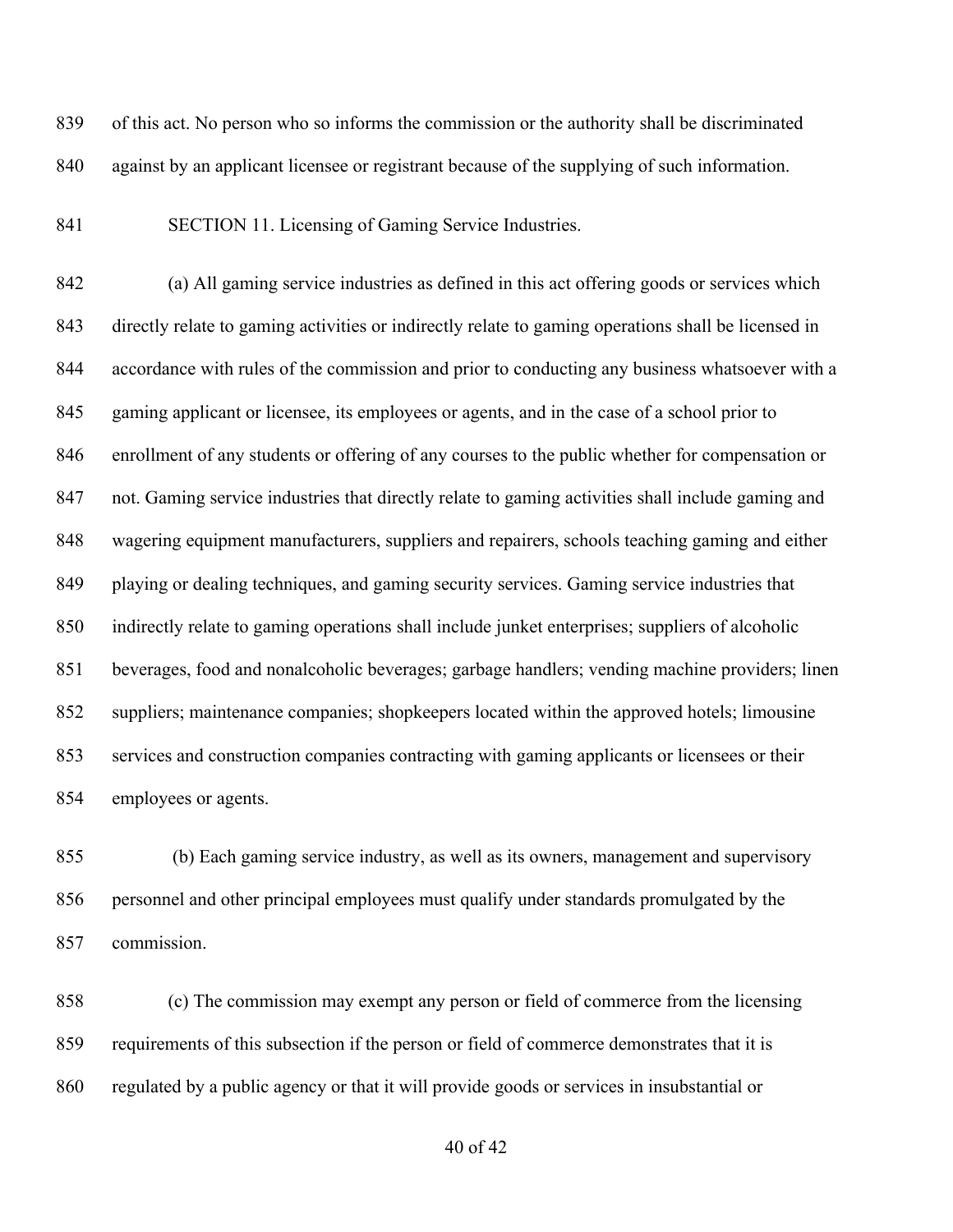of this act. No person who so informs the commission or the authority shall be discriminated against by an applicant licensee or registrant because of the supplying of such information.

SECTION 11. Licensing of Gaming Service Industries.

(a) All gaming service industries as defined in this act offering goods or services which directly relate to gaming activities or indirectly relate to gaming operations shall be licensed in accordance with rules of the commission and prior to conducting any business whatsoever with a gaming applicant or licensee, its employees or agents, and in the case of a school prior to enrollment of any students or offering of any courses to the public whether for compensation or not. Gaming service industries that directly relate to gaming activities shall include gaming and wagering equipment manufacturers, suppliers and repairers, schools teaching gaming and either playing or dealing techniques, and gaming security services. Gaming service industries that indirectly relate to gaming operations shall include junket enterprises; suppliers of alcoholic beverages, food and nonalcoholic beverages; garbage handlers; vending machine providers; linen suppliers; maintenance companies; shopkeepers located within the approved hotels; limousine services and construction companies contracting with gaming applicants or licensees or their employees or agents.

(b) Each gaming service industry, as well as its owners, management and supervisory personnel and other principal employees must qualify under standards promulgated by the commission.

(c) The commission may exempt any person or field of commerce from the licensing requirements of this subsection if the person or field of commerce demonstrates that it is regulated by a public agency or that it will provide goods or services in insubstantial or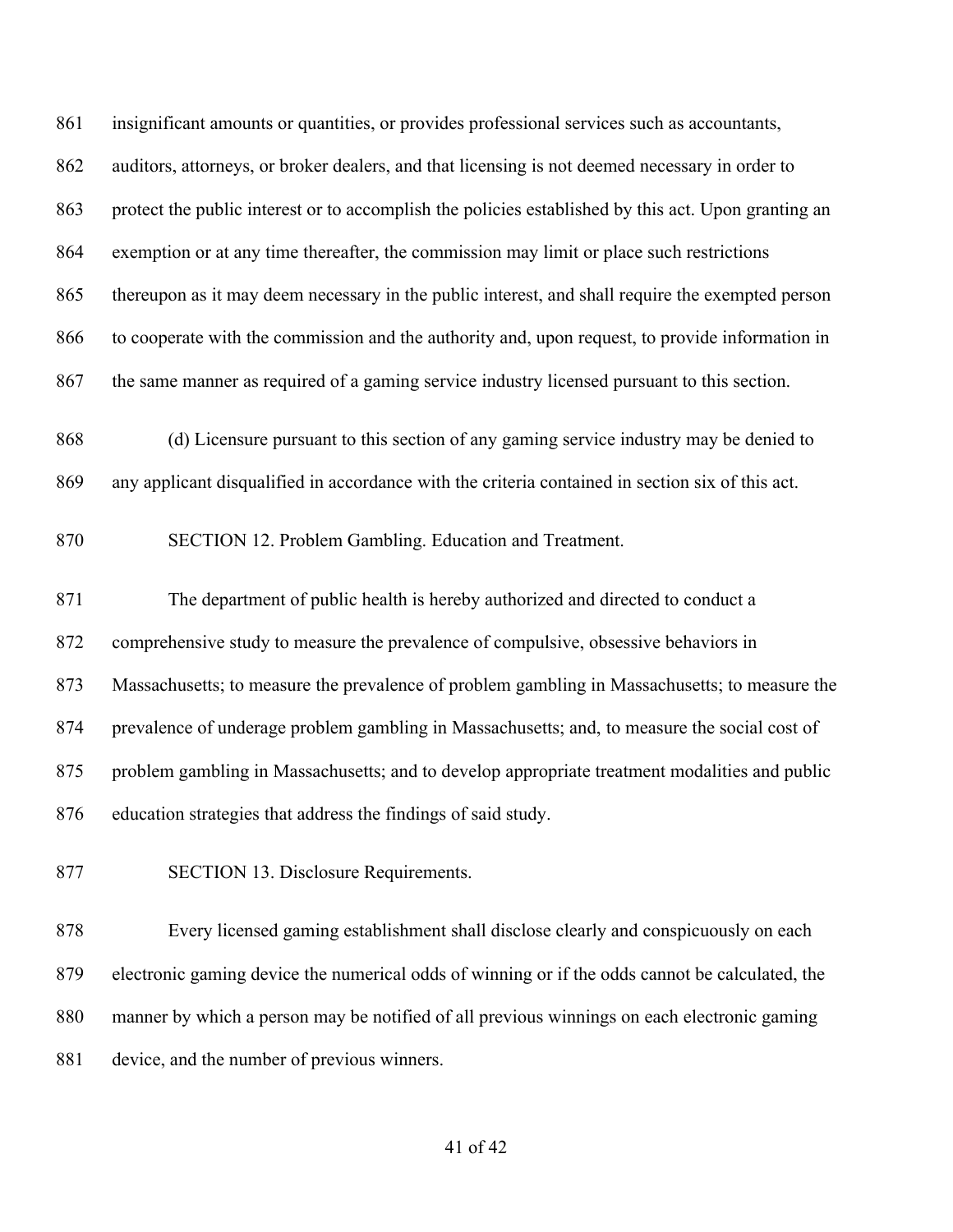insignificant amounts or quantities, or provides professional services such as accountants, auditors, attorneys, or broker dealers, and that licensing is not deemed necessary in order to protect the public interest or to accomplish the policies established by this act. Upon granting an exemption or at any time thereafter, the commission may limit or place such restrictions thereupon as it may deem necessary in the public interest, and shall require the exempted person to cooperate with the commission and the authority and, upon request, to provide information in the same manner as required of a gaming service industry licensed pursuant to this section.

(d) Licensure pursuant to this section of any gaming service industry may be denied to any applicant disqualified in accordance with the criteria contained in section six of this act.

SECTION 12. Problem Gambling. Education and Treatment.

The department of public health is hereby authorized and directed to conduct a comprehensive study to measure the prevalence of compulsive, obsessive behaviors in Massachusetts; to measure the prevalence of problem gambling in Massachusetts; to measure the prevalence of underage problem gambling in Massachusetts; and, to measure the social cost of problem gambling in Massachusetts; and to develop appropriate treatment modalities and public education strategies that address the findings of said study.

SECTION 13. Disclosure Requirements.

Every licensed gaming establishment shall disclose clearly and conspicuously on each electronic gaming device the numerical odds of winning or if the odds cannot be calculated, the manner by which a person may be notified of all previous winnings on each electronic gaming device, and the number of previous winners.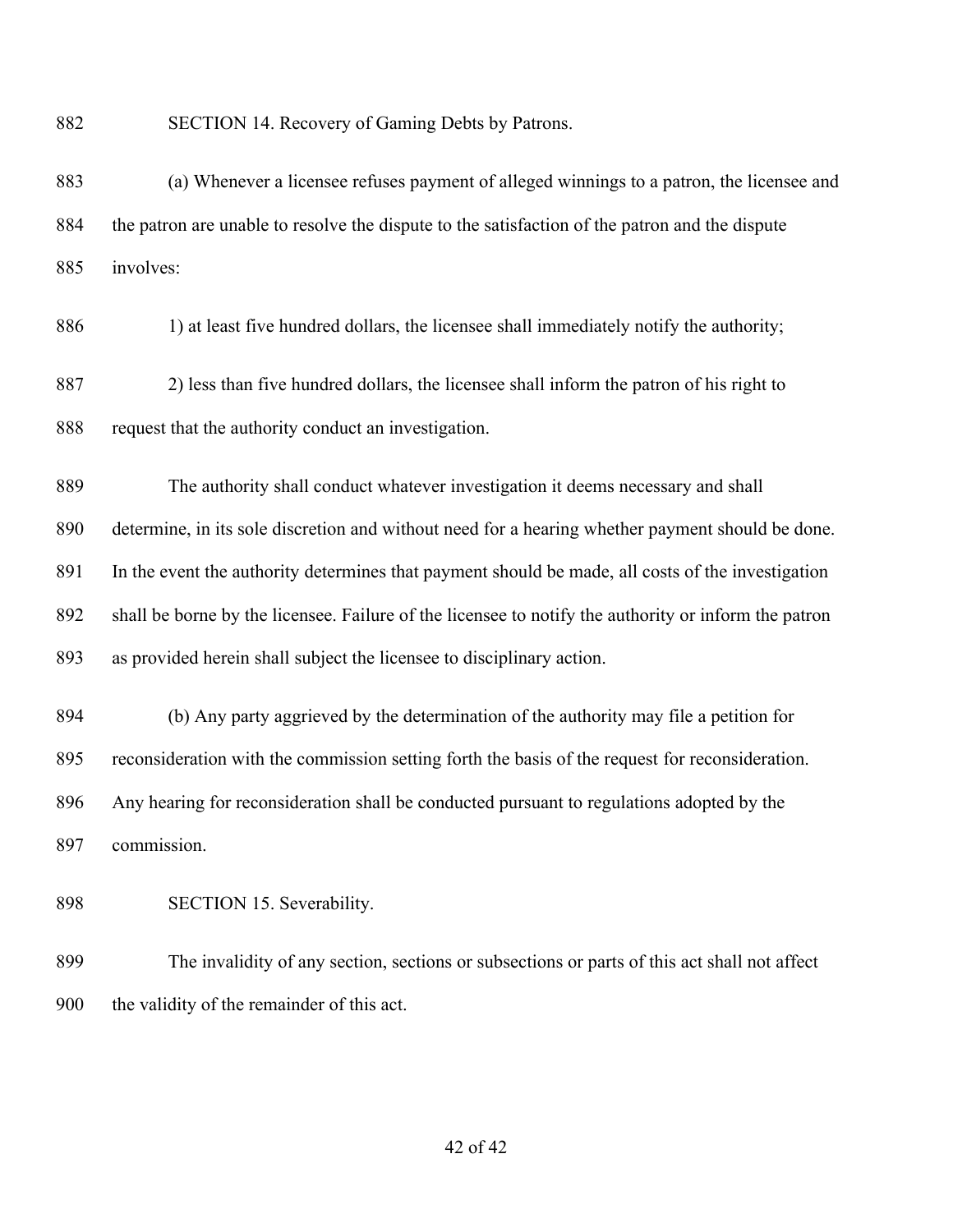SECTION 14. Recovery of Gaming Debts by Patrons.

(a) Whenever a licensee refuses payment of alleged winnings to a patron, the licensee and the patron are unable to resolve the dispute to the satisfaction of the patron and the dispute involves:

1) at least five hundred dollars, the licensee shall immediately notify the authority;

2) less than five hundred dollars, the licensee shall inform the patron of his right to request that the authority conduct an investigation.

The authority shall conduct whatever investigation it deems necessary and shall determine, in its sole discretion and without need for a hearing whether payment should be done. In the event the authority determines that payment should be made, all costs of the investigation shall be borne by the licensee. Failure of the licensee to notify the authority or inform the patron as provided herein shall subject the licensee to disciplinary action.

(b) Any party aggrieved by the determination of the authority may file a petition for reconsideration with the commission setting forth the basis of the request for reconsideration. Any hearing for reconsideration shall be conducted pursuant to regulations adopted by the commission.

SECTION 15. Severability.

The invalidity of any section, sections or subsections or parts of this act shall not affect the validity of the remainder of this act.